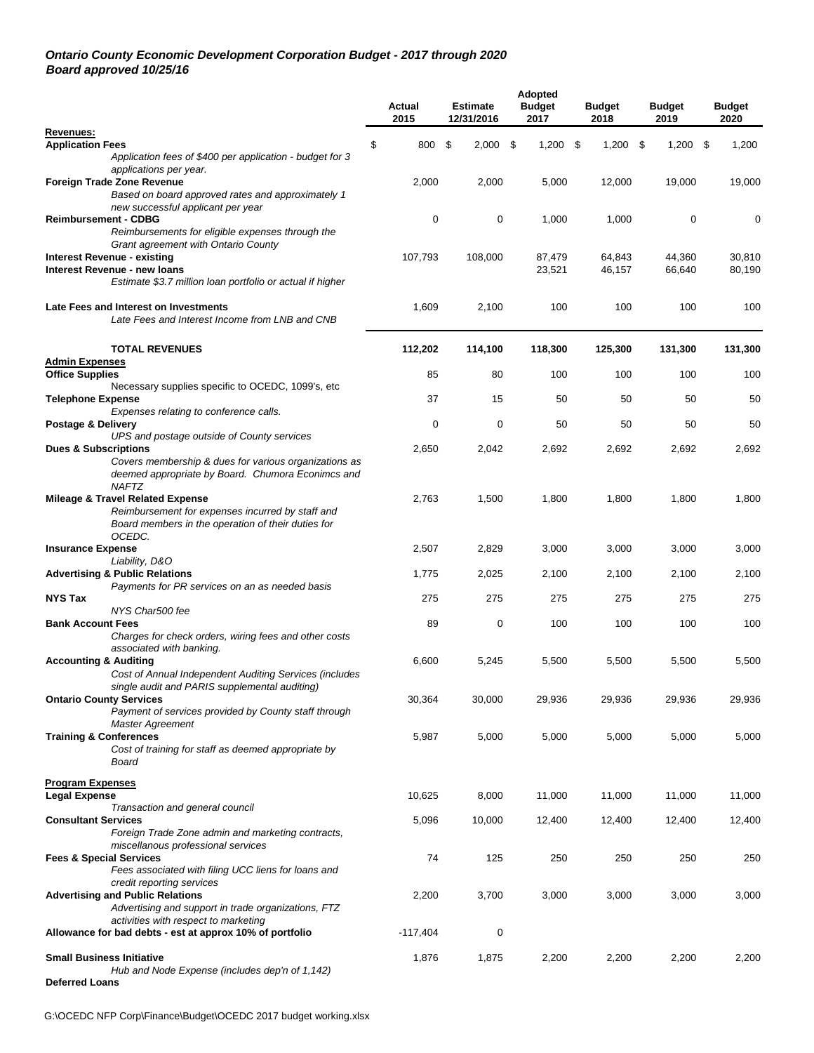***Ontario County Economic Development Corporation Budget - 2017 through 2020***
***Board approved 10/25/16***

| | Actual 2015 | Estimate 12/31/2016 | Adopted Budget 2017 | Budget 2018 | Budget 2019 | Budget 2020 |
|---|---|---|---|---|---|---|
| **Revenues:** | | | | | | |
| **Application Fees** | $ 800 | $ 2,000 | $ 1,200 | $ 1,200 | $ 1,200 | $ 1,200 |
| *Application fees of $400 per application - budget for 3 applications per year.* | | | | | | |
| **Foreign Trade Zone Revenue** | 2,000 | 2,000 | 5,000 | 12,000 | 19,000 | 19,000 |
| *Based on board approved rates and approximately 1 new successful applicant per year* | | | | | | |
| **Reimbursement - CDBG** | 0 | 0 | 1,000 | 1,000 | 0 | 0 |
| *Reimbursements for eligible expenses through the Grant agreement with Ontario County* | | | | | | |
| **Interest Revenue - existing** | 107,793 | 108,000 | 87,479 | 64,843 | 44,360 | 30,810 |
| **Interest Revenue - new loans** | | | 23,521 | 46,157 | 66,640 | 80,190 |
| *Estimate $3.7 million loan portfolio or actual if higher* | | | | | | |
| **Late Fees and Interest on Investments** | 1,609 | 2,100 | 100 | 100 | 100 | 100 |
| *Late Fees and Interest Income from LNB and CNB* | | | | | | |
| **TOTAL REVENUES** | **112,202** | **114,100** | **118,300** | **125,300** | **131,300** | **131,300** |
| **Admin Expenses** | | | | | | |
| **Office Supplies** | 85 | 80 | 100 | 100 | 100 | 100 |
| Necessary supplies specific to OCEDC, 1099's, etc | | | | | | |
| **Telephone Expense** | 37 | 15 | 50 | 50 | 50 | 50 |
| *Expenses relating to conference calls.* | | | | | | |
| **Postage & Delivery** | 0 | 0 | 50 | 50 | 50 | 50 |
| *UPS and postage outside of County services* | | | | | | |
| **Dues & Subscriptions** | 2,650 | 2,042 | 2,692 | 2,692 | 2,692 | 2,692 |
| *Covers membership & dues for various organizations as deemed appropriate by Board. Chumora Econimcs and NAFTZ* | | | | | | |
| **Mileage & Travel Related Expense** | 2,763 | 1,500 | 1,800 | 1,800 | 1,800 | 1,800 |
| *Reimbursement for expenses incurred by staff and Board members in the operation of their duties for OCEDC.* | | | | | | |
| **Insurance Expense** | 2,507 | 2,829 | 3,000 | 3,000 | 3,000 | 3,000 |
| *Liability, D&O* | | | | | | |
| **Advertising & Public Relations** | 1,775 | 2,025 | 2,100 | 2,100 | 2,100 | 2,100 |
| *Payments for PR services on an as needed basis* | | | | | | |
| **NYS Tax** | 275 | 275 | 275 | 275 | 275 | 275 |
| *NYS Char500 fee* | | | | | | |
| **Bank Account Fees** | 89 | 0 | 100 | 100 | 100 | 100 |
| *Charges for check orders, wiring fees and other costs associated with banking.* | | | | | | |
| **Accounting & Auditing** | 6,600 | 5,245 | 5,500 | 5,500 | 5,500 | 5,500 |
| *Cost of Annual Independent Auditing Services (includes single audit and PARIS supplemental auditing)* | | | | | | |
| **Ontario County Services** | 30,364 | 30,000 | 29,936 | 29,936 | 29,936 | 29,936 |
| *Payment of services provided by County staff through Master Agreement* | | | | | | |
| **Training & Conferences** | 5,987 | 5,000 | 5,000 | 5,000 | 5,000 | 5,000 |
| *Cost of training for staff as deemed appropriate by Board* | | | | | | |
| **Program Expenses** | | | | | | |
| **Legal Expense** | 10,625 | 8,000 | 11,000 | 11,000 | 11,000 | 11,000 |
| *Transaction and general council* | | | | | | |
| **Consultant Services** | 5,096 | 10,000 | 12,400 | 12,400 | 12,400 | 12,400 |
| *Foreign Trade Zone admin and marketing contracts, miscellanous professional services* | | | | | | |
| **Fees & Special Services** | 74 | 125 | 250 | 250 | 250 | 250 |
| *Fees associated with filing UCC liens for loans and credit reporting services* | | | | | | |
| **Advertising and Public Relations** | 2,200 | 3,700 | 3,000 | 3,000 | 3,000 | 3,000 |
| *Advertising and support in trade organizations, FTZ activities with respect to marketing* | | | | | | |
| **Allowance for bad debts - est at approx 10% of portfolio** | -117,404 | 0 | | | | |
| **Small Business Initiative** | 1,876 | 1,875 | 2,200 | 2,200 | 2,200 | 2,200 |
| *Hub and Node Expense (includes dep'n of 1,142)* | | | | | | |
| **Deferred Loans** | | | | | | |

G:\OCEDC NFP Corp\Finance\Budget\OCEDC 2017 budget working.xlsx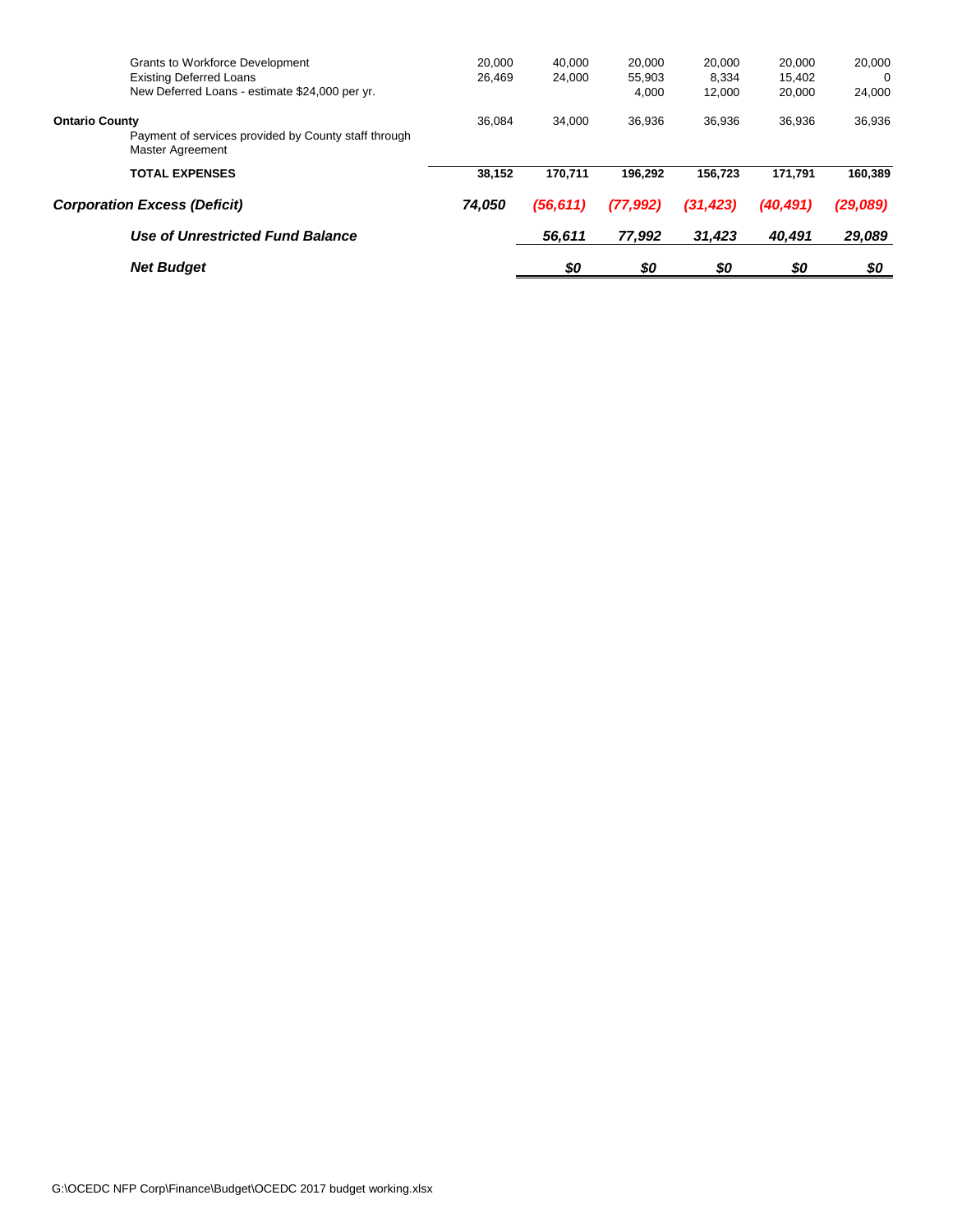| | | | | | | |
|---|---|---|---|---|---|---|
| Grants to Workforce Development | 20,000 | 40,000 | 20,000 | 20,000 | 20,000 | 20,000 |
| Existing Deferred Loans | 26,469 | 24,000 | 55,903 | 8,334 | 15,402 | 0 |
| New Deferred Loans - estimate $24,000 per yr. | | | 4,000 | 12,000 | 20,000 | 24,000 |
| **Ontario County** | 36,084 | 34,000 | 36,936 | 36,936 | 36,936 | 36,936 |
| Payment of services provided by County staff through Master Agreement | | | | | | |
| **TOTAL EXPENSES** | **38,152** | **170,711** | **196,292** | **156,723** | **171,791** | **160,389** |
| ***Corporation Excess (Deficit)*** | ***74,050*** | ***(56,611)*** | ***(77,992)*** | ***(31,423)*** | ***(40,491)*** | ***(29,089)*** |
| ***Use of Unrestricted Fund Balance*** | | ***56,611*** | ***77,992*** | ***31,423*** | ***40,491*** | ***29,089*** |
| ***Net Budget*** | | ***$0*** | ***$0*** | ***$0*** | ***$0*** | ***$0*** |

G:\OCEDC NFP Corp\Finance\Budget\OCEDC 2017 budget working.xlsx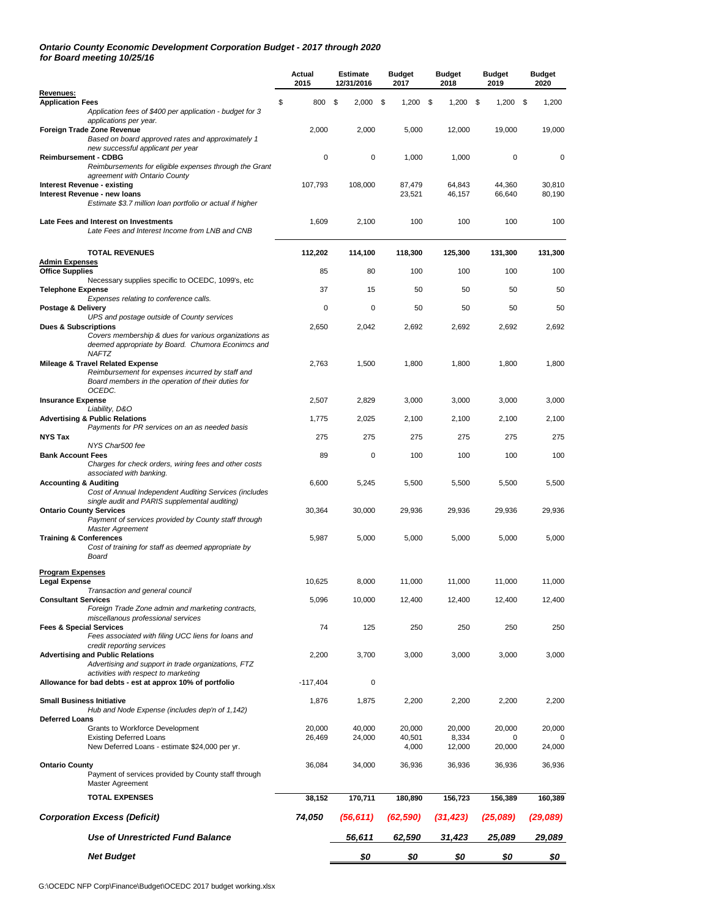***Ontario County Economic Development Corporation Budget - 2017 through 2020***
***for Board meeting 10/25/16***

| | Actual 2015 | Estimate 12/31/2016 | Budget 2017 | Budget 2018 | Budget 2019 | Budget 2020 |
|---|---|---|---|---|---|---|
| **Revenues:** | | | | | | |
| **Application Fees** | $ 800 | $ 2,000 | $ 1,200 | $ 1,200 | $ 1,200 | $ 1,200 |
| *Application fees of $400 per application - budget for 3 applications per year.* | | | | | | |
| **Foreign Trade Zone Revenue** | 2,000 | 2,000 | 5,000 | 12,000 | 19,000 | 19,000 |
| *Based on board approved rates and approximately 1 new successful applicant per year* | | | | | | |
| **Reimbursement - CDBG** | 0 | 0 | 1,000 | 1,000 | 0 | 0 |
| *Reimbursements for eligible expenses through the Grant agreement with Ontario County* | | | | | | |
| **Interest Revenue - existing** | 107,793 | 108,000 | 87,479 | 64,843 | 44,360 | 30,810 |
| **Interest Revenue - new loans** | | | 23,521 | 46,157 | 66,640 | 80,190 |
| *Estimate $3.7 million loan portfolio or actual if higher* | | | | | | |
| **Late Fees and Interest on Investments** | 1,609 | 2,100 | 100 | 100 | 100 | 100 |
| *Late Fees and Interest Income from LNB and CNB* | | | | | | |
| **TOTAL REVENUES** | **112,202** | **114,100** | **118,300** | **125,300** | **131,300** | **131,300** |
| **Admin Expenses** | | | | | | |
| **Office Supplies** | 85 | 80 | 100 | 100 | 100 | 100 |
| *Necessary supplies specific to OCEDC, 1099's, etc* | | | | | | |
| **Telephone Expense** | 37 | 15 | 50 | 50 | 50 | 50 |
| *Expenses relating to conference calls.* | | | | | | |
| **Postage & Delivery** | 0 | 0 | 50 | 50 | 50 | 50 |
| *UPS and postage outside of County services* | | | | | | |
| **Dues & Subscriptions** | 2,650 | 2,042 | 2,692 | 2,692 | 2,692 | 2,692 |
| *Covers membership & dues for various organizations as deemed appropriate by Board. Chumora Econimcs and NAFTZ* | | | | | | |
| **Mileage & Travel Related Expense** | 2,763 | 1,500 | 1,800 | 1,800 | 1,800 | 1,800 |
| *Reimbursement for expenses incurred by staff and Board members in the operation of their duties for OCEDC.* | | | | | | |
| **Insurance Expense** | 2,507 | 2,829 | 3,000 | 3,000 | 3,000 | 3,000 |
| *Liability, D&O* | | | | | | |
| **Advertising & Public Relations** | 1,775 | 2,025 | 2,100 | 2,100 | 2,100 | 2,100 |
| *Payments for PR services on an as needed basis* | | | | | | |
| **NYS Tax** | 275 | 275 | 275 | 275 | 275 | 275 |
| *NYS Char500 fee* | | | | | | |
| **Bank Account Fees** | 89 | 0 | 100 | 100 | 100 | 100 |
| *Charges for check orders, wiring fees and other costs associated with banking.* | | | | | | |
| **Accounting & Auditing** | 6,600 | 5,245 | 5,500 | 5,500 | 5,500 | 5,500 |
| *Cost of Annual Independent Auditing Services (includes single audit and PARIS supplemental auditing)* | | | | | | |
| **Ontario County Services** | 30,364 | 30,000 | 29,936 | 29,936 | 29,936 | 29,936 |
| *Payment of services provided by County staff through Master Agreement* | | | | | | |
| **Training & Conferences** | 5,987 | 5,000 | 5,000 | 5,000 | 5,000 | 5,000 |
| *Cost of training for staff as deemed appropriate by Board* | | | | | | |
| **Program Expenses** | | | | | | |
| **Legal Expense** | 10,625 | 8,000 | 11,000 | 11,000 | 11,000 | 11,000 |
| *Transaction and general council* | | | | | | |
| **Consultant Services** | 5,096 | 10,000 | 12,400 | 12,400 | 12,400 | 12,400 |
| *Foreign Trade Zone admin and marketing contracts, miscellaneous professional services* | | | | | | |
| **Fees & Special Services** | 74 | 125 | 250 | 250 | 250 | 250 |
| *Fees associated with filing UCC liens for loans and credit reporting services* | | | | | | |
| **Advertising and Public Relations** | 2,200 | 3,700 | 3,000 | 3,000 | 3,000 | 3,000 |
| *Advertising and support in trade organizations, FTZ activities with respect to marketing* | | | | | | |
| **Allowance for bad debts - est at approx 10% of portfolio** | -117,404 | 0 | | | | |
| **Small Business Initiative** | 1,876 | 1,875 | 2,200 | 2,200 | 2,200 | 2,200 |
| *Hub and Node Expense (includes dep'n of 1,142)* | | | | | | |
| **Deferred Loans** | | | | | | |
| Grants to Workforce Development | 20,000 | 40,000 | 20,000 | 20,000 | 20,000 | 20,000 |
| Existing Deferred Loans | 26,469 | 24,000 | 40,501 | 8,334 | 0 | 0 |
| New Deferred Loans - estimate $24,000 per yr. | | | 4,000 | 12,000 | 20,000 | 24,000 |
| **Ontario County** | 36,084 | 34,000 | 36,936 | 36,936 | 36,936 | 36,936 |
| Payment of services provided by County staff through Master Agreement | | | | | | |
| **TOTAL EXPENSES** | **38,152** | **170,711** | **180,890** | **156,723** | **156,389** | **160,389** |
| ***Corporation Excess (Deficit)*** | ***74,050*** | ***(56,611)*** | ***(62,590)*** | ***(31,423)*** | ***(25,089)*** | ***(29,089)*** |
| ***Use of Unrestricted Fund Balance*** | | ***56,611*** | ***62,590*** | ***31,423*** | ***25,089*** | ***29,089*** |
| ***Net Budget*** | | ***$0*** | ***$0*** | ***$0*** | ***$0*** | ***$0*** |

G:\OCEDC NFP Corp\Finance\Budget\OCEDC 2017 budget working.xlsx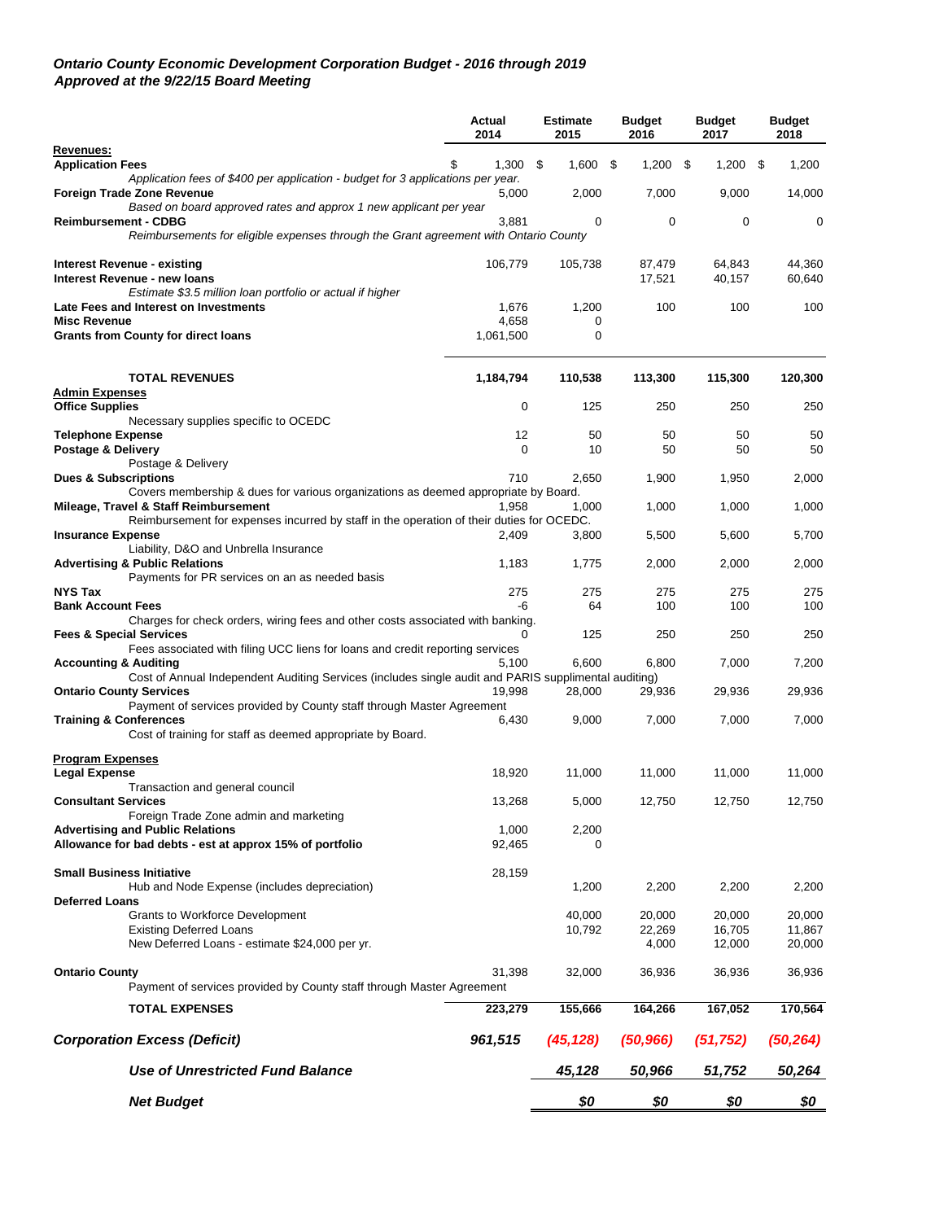***Ontario County Economic Development Corporation Budget - 2016 through 2019***
***Approved at the 9/22/15 Board Meeting***

| | Actual 2014 | Estimate 2015 | Budget 2016 | Budget 2017 | Budget 2018 |
|---|---|---|---|---|---|
| **Revenues:** | | | | | |
| **Application Fees** | $ 1,300 | $ 1,600 | $ 1,200 | $ 1,200 | $ 1,200 |
| *Application fees of $400 per application - budget for 3 applications per year.* | | | | | |
| **Foreign Trade Zone Revenue** | 5,000 | 2,000 | 7,000 | 9,000 | 14,000 |
| *Based on board approved rates and approx 1 new applicant per year* | | | | | |
| **Reimbursement - CDBG** | 3,881 | 0 | 0 | 0 | 0 |
| *Reimbursements for eligible expenses through the Grant agreement with Ontario County* | | | | | |
| **Interest Revenue - existing** | 106,779 | 105,738 | 87,479 | 64,843 | 44,360 |
| **Interest Revenue - new loans** | | | 17,521 | 40,157 | 60,640 |
| *Estimate $3.5 million loan portfolio or actual if higher* | | | | | |
| **Late Fees and Interest on Investments** | 1,676 | 1,200 | 100 | 100 | 100 |
| **Misc Revenue** | 4,658 | 0 | | | |
| **Grants from County for direct loans** | 1,061,500 | 0 | | | |
| **TOTAL REVENUES** | **1,184,794** | **110,538** | **113,300** | **115,300** | **120,300** |
| **Admin Expenses** | | | | | |
| **Office Supplies** | 0 | 125 | 250 | 250 | 250 |
| Necessary supplies specific to OCEDC | | | | | |
| **Telephone Expense** | 12 | 50 | 50 | 50 | 50 |
| **Postage & Delivery** | 0 | 10 | 50 | 50 | 50 |
| Postage & Delivery | | | | | |
| **Dues & Subscriptions** | 710 | 2,650 | 1,900 | 1,950 | 2,000 |
| Covers membership & dues for various organizations as deemed appropriate by Board. | | | | | |
| **Mileage, Travel & Staff Reimbursement** | 1,958 | 1,000 | 1,000 | 1,000 | 1,000 |
| Reimbursement for expenses incurred by staff in the operation of their duties for OCEDC. | | | | | |
| **Insurance Expense** | 2,409 | 3,800 | 5,500 | 5,600 | 5,700 |
| Liability, D&O and Unbrella Insurance | | | | | |
| **Advertising & Public Relations** | 1,183 | 1,775 | 2,000 | 2,000 | 2,000 |
| Payments for PR services on an as needed basis | | | | | |
| **NYS Tax** | 275 | 275 | 275 | 275 | 275 |
| **Bank Account Fees** | -6 | 64 | 100 | 100 | 100 |
| Charges for check orders, wiring fees and other costs associated with banking. | | | | | |
| **Fees & Special Services** | 0 | 125 | 250 | 250 | 250 |
| Fees associated with filing UCC liens for loans and credit reporting services | | | | | |
| **Accounting & Auditing** | 5,100 | 6,600 | 6,800 | 7,000 | 7,200 |
| Cost of Annual Independent Auditing Services (includes single audit and PARIS supplimental auditing) | | | | | |
| **Ontario County Services** | 19,998 | 28,000 | 29,936 | 29,936 | 29,936 |
| Payment of services provided by County staff through Master Agreement | | | | | |
| **Training & Conferences** | 6,430 | 9,000 | 7,000 | 7,000 | 7,000 |
| Cost of training for staff as deemed appropriate by Board. | | | | | |
| **Program Expenses** | | | | | |
| **Legal Expense** | 18,920 | 11,000 | 11,000 | 11,000 | 11,000 |
| Transaction and general council | | | | | |
| **Consultant Services** | 13,268 | 5,000 | 12,750 | 12,750 | 12,750 |
| Foreign Trade Zone admin and marketing | | | | | |
| **Advertising and Public Relations** | 1,000 | 2,200 | | | |
| **Allowance for bad debts - est at approx 15% of portfolio** | 92,465 | 0 | | | |
| **Small Business Initiative** | 28,159 | | | | |
| Hub and Node Expense (includes depreciation) | | 1,200 | 2,200 | 2,200 | 2,200 |
| **Deferred Loans** | | | | | |
| Grants to Workforce Development | | 40,000 | 20,000 | 20,000 | 20,000 |
| Existing Deferred Loans | | 10,792 | 22,269 | 16,705 | 11,867 |
| New Deferred Loans - estimate $24,000 per yr. | | | 4,000 | 12,000 | 20,000 |
| **Ontario County** | 31,398 | 32,000 | 36,936 | 36,936 | 36,936 |
| Payment of services provided by County staff through Master Agreement | | | | | |
| **TOTAL EXPENSES** | **223,279** | **155,666** | **164,266** | **167,052** | **170,564** |
| ***Corporation Excess (Deficit)*** | ***961,515*** | ***(45,128)*** | ***(50,966)*** | ***(51,752)*** | ***(50,264)*** |
| ***Use of Unrestricted Fund Balance*** | | ***45,128*** | ***50,966*** | ***51,752*** | ***50,264*** |
| ***Net Budget*** | | ***$0*** | ***$0*** | ***$0*** | ***$0*** |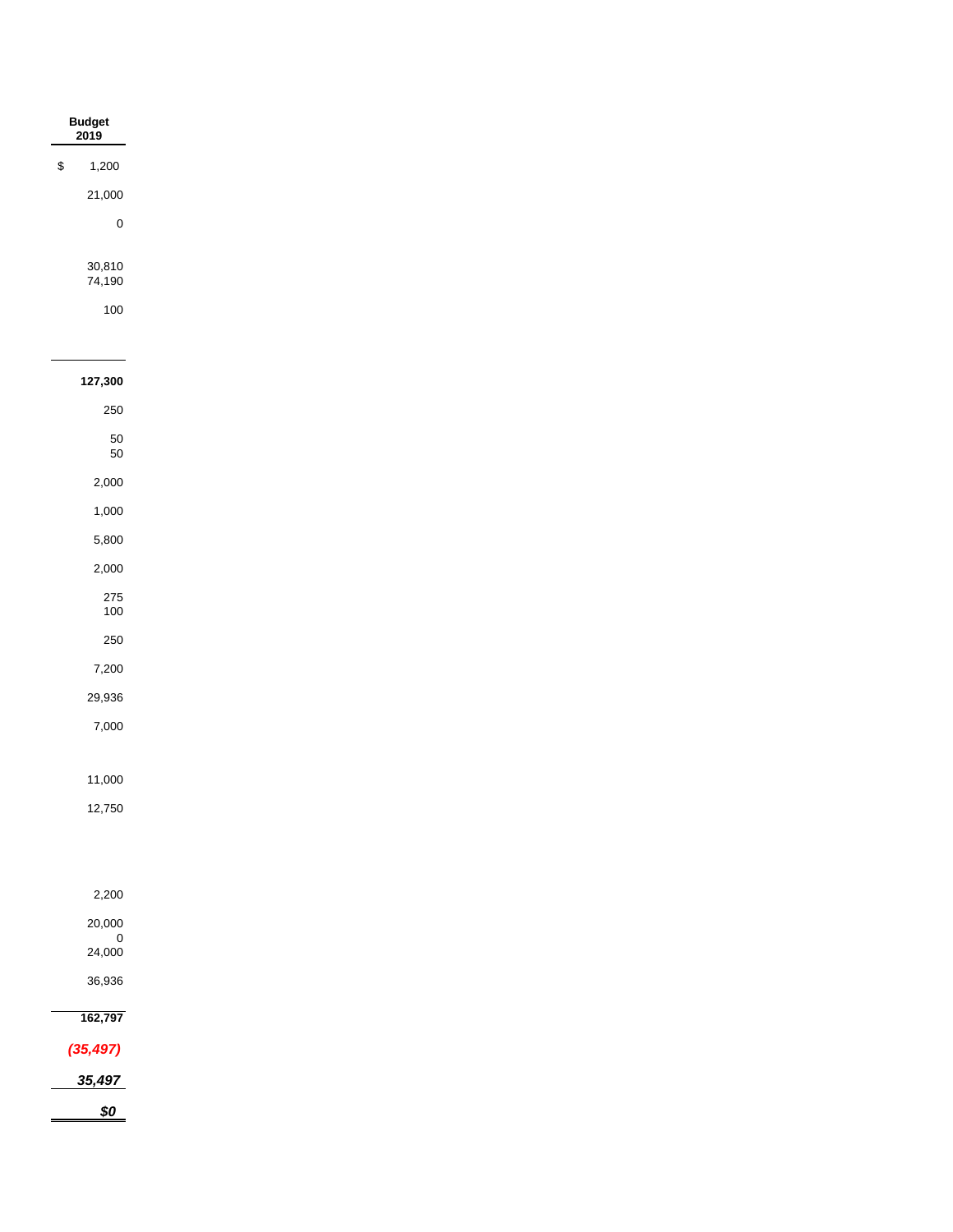| Budget 2019 |
| ---: |
| $ 1,200 |
| 21,000 |
| 0 |
| |
| 30,810 |
| 74,190 |
| 100 |
| |
| **127,300** |
| 250 |
| 50 |
| 50 |
| 2,000 |
| 1,000 |
| 5,800 |
| 2,000 |
| 275 |
| 100 |
| 250 |
| 7,200 |
| 29,936 |
| 7,000 |
| |
| 11,000 |
| 12,750 |
| |
| 2,200 |
| 20,000 |
| 0 |
| 24,000 |
| 36,936 |
| **162,797** |
| ***(35,497)*** |
| ***35,497*** |
| ***$0*** |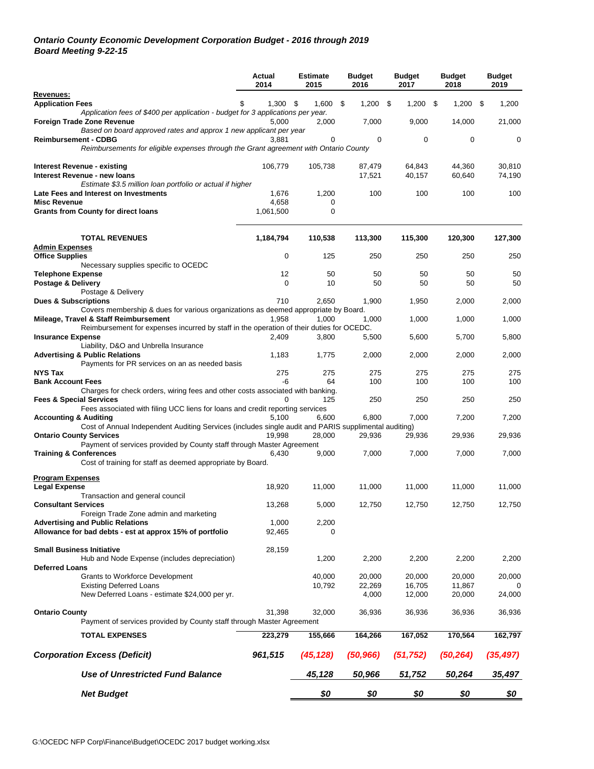***Ontario County Economic Development Corporation Budget - 2016 through 2019***
***Board Meeting 9-22-15***

| | Actual 2014 | Estimate 2015 | Budget 2016 | Budget 2017 | Budget 2018 | Budget 2019 |
|---|---|---|---|---|---|---|
| **Revenues:** | | | | | | |
| **Application Fees** | $ 1,300 | $ 1,600 | $ 1,200 | $ 1,200 | $ 1,200 | $ 1,200 |
| *Application fees of $400 per application - budget for 3 applications per year.* | | | | | | |
| **Foreign Trade Zone Revenue** | 5,000 | 2,000 | 7,000 | 9,000 | 14,000 | 21,000 |
| *Based on board approved rates and approx 1 new applicant per year* | | | | | | |
| **Reimbursement - CDBG** | 3,881 | 0 | 0 | 0 | 0 | 0 |
| *Reimbursements for eligible expenses through the Grant agreement with Ontario County* | | | | | | |
| **Interest Revenue - existing** | 106,779 | 105,738 | 87,479 | 64,843 | 44,360 | 30,810 |
| **Interest Revenue - new loans** | | | 17,521 | 40,157 | 60,640 | 74,190 |
| *Estimate $3.5 million loan portfolio or actual if higher* | | | | | | |
| **Late Fees and Interest on Investments** | 1,676 | 1,200 | 100 | 100 | 100 | 100 |
| **Misc Revenue** | 4,658 | 0 | | | | |
| **Grants from County for direct loans** | 1,061,500 | 0 | | | | |
| **TOTAL REVENUES** | **1,184,794** | **110,538** | **113,300** | **115,300** | **120,300** | **127,300** |
| **Admin Expenses** | | | | | | |
| **Office Supplies** | 0 | 125 | 250 | 250 | 250 | 250 |
| Necessary supplies specific to OCEDC | | | | | | |
| **Telephone Expense** | 12 | 50 | 50 | 50 | 50 | 50 |
| **Postage & Delivery** | 0 | 10 | 50 | 50 | 50 | 50 |
| Postage & Delivery | | | | | | |
| **Dues & Subscriptions** | 710 | 2,650 | 1,900 | 1,950 | 2,000 | 2,000 |
| Covers membership & dues for various organizations as deemed appropriate by Board. | | | | | | |
| **Mileage, Travel & Staff Reimbursement** | 1,958 | 1,000 | 1,000 | 1,000 | 1,000 | 1,000 |
| Reimbursement for expenses incurred by staff in the operation of their duties for OCEDC. | | | | | | |
| **Insurance Expense** | 2,409 | 3,800 | 5,500 | 5,600 | 5,700 | 5,800 |
| Liability, D&O and Unbrella Insurance | | | | | | |
| **Advertising & Public Relations** | 1,183 | 1,775 | 2,000 | 2,000 | 2,000 | 2,000 |
| Payments for PR services on an as needed basis | | | | | | |
| **NYS Tax** | 275 | 275 | 275 | 275 | 275 | 275 |
| **Bank Account Fees** | -6 | 64 | 100 | 100 | 100 | 100 |
| Charges for check orders, wiring fees and other costs associated with banking. | | | | | | |
| **Fees & Special Services** | 0 | 125 | 250 | 250 | 250 | 250 |
| Fees associated with filing UCC liens for loans and credit reporting services | | | | | | |
| **Accounting & Auditing** | 5,100 | 6,600 | 6,800 | 7,000 | 7,200 | 7,200 |
| Cost of Annual Independent Auditing Services (includes single audit and PARIS supplimental auditing) | | | | | | |
| **Ontario County Services** | 19,998 | 28,000 | 29,936 | 29,936 | 29,936 | 29,936 |
| Payment of services provided by County staff through Master Agreement | | | | | | |
| **Training & Conferences** | 6,430 | 9,000 | 7,000 | 7,000 | 7,000 | 7,000 |
| Cost of training for staff as deemed appropriate by Board. | | | | | | |
| **Program Expenses** | | | | | | |
| **Legal Expense** | 18,920 | 11,000 | 11,000 | 11,000 | 11,000 | 11,000 |
| Transaction and general council | | | | | | |
| **Consultant Services** | 13,268 | 5,000 | 12,750 | 12,750 | 12,750 | 12,750 |
| Foreign Trade Zone admin and marketing | | | | | | |
| **Advertising and Public Relations** | 1,000 | 2,200 | | | | |
| **Allowance for bad debts - est at approx 15% of portfolio** | 92,465 | 0 | | | | |
| **Small Business Initiative** | 28,159 | | | | | |
| Hub and Node Expense (includes depreciation) | | 1,200 | 2,200 | 2,200 | 2,200 | 2,200 |
| **Deferred Loans** | | | | | | |
| Grants to Workforce Development | | 40,000 | 20,000 | 20,000 | 20,000 | 20,000 |
| Existing Deferred Loans | | 10,792 | 22,269 | 16,705 | 11,867 | 0 |
| New Deferred Loans - estimate $24,000 per yr. | | | 4,000 | 12,000 | 20,000 | 24,000 |
| **Ontario County** | 31,398 | 32,000 | 36,936 | 36,936 | 36,936 | 36,936 |
| Payment of services provided by County staff through Master Agreement | | | | | | |
| **TOTAL EXPENSES** | **223,279** | **155,666** | **164,266** | **167,052** | **170,564** | **162,797** |
| ***Corporation Excess (Deficit)*** | ***961,515*** | ***(45,128)*** | ***(50,966)*** | ***(51,752)*** | ***(50,264)*** | ***(35,497)*** |
| ***Use of Unrestricted Fund Balance*** | | ***45,128*** | ***50,966*** | ***51,752*** | ***50,264*** | ***35,497*** |
| ***Net Budget*** | | ***$0*** | ***$0*** | ***$0*** | ***$0*** | ***$0*** |

G:\OCEDC NFP Corp\Finance\Budget\OCEDC 2017 budget working.xlsx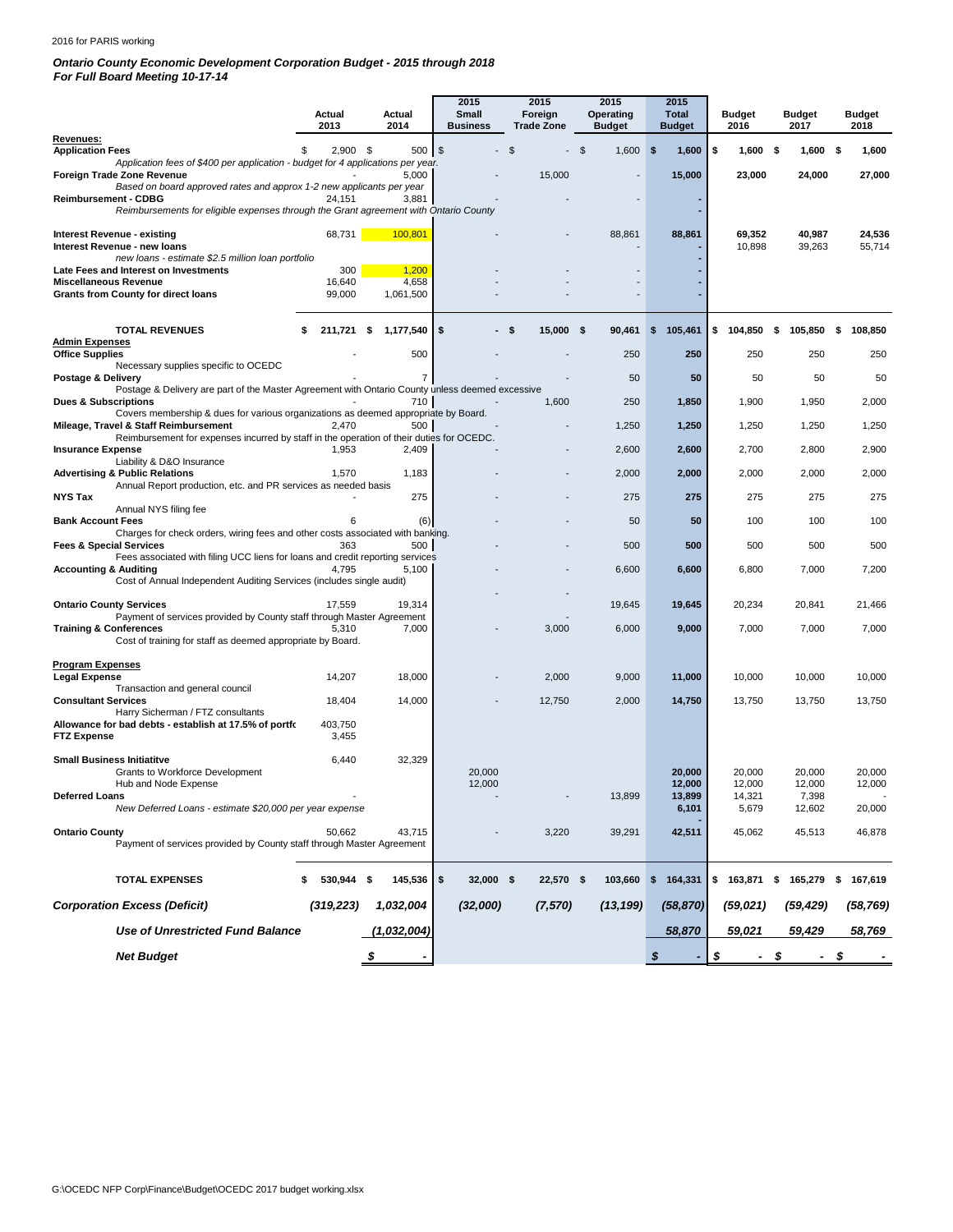2016 for PARIS working

***Ontario County Economic Development Corporation Budget - 2015 through 2018***
***For Full Board Meeting 10-17-14***

| | Actual 2013 | Actual 2014 | 2015 Small Business | 2015 Foreign Trade Zone | 2015 Operating Budget | 2015 Total Budget | Budget 2016 | Budget 2017 | Budget 2018 |
|---|---|---|---|---|---|---|---|---|---|
| **Revenues:** | | | | | | | | | |
| **Application Fees** | $ 2,900 | $ 500 | $ - | $ - | $ 1,600 | **$ 1,600** | **$ 1,600** | **$ 1,600** | **$ 1,600** |
| *Application fees of $400 per application - budget for 4 applications per year.* | | | | | | | | | |
| **Foreign Trade Zone Revenue** | - | 5,000 | - | 15,000 | - | **15,000** | **23,000** | **24,000** | **27,000** |
| *Based on board approved rates and approx 1-2 new applicants per year* | | | | | | | | | |
| **Reimbursement - CDBG** | 24,151 | 3,881 | - | - | - | **-** | | | |
| *Reimbursements for eligible expenses through the Grant agreement with Ontario County* | | | | | | **-** | | | |
| **Interest Revenue - existing** | 68,731 | 100,801 | - | - | 88,861 | **88,861** | 69,352 | 40,987 | 24,536 |
| **Interest Revenue - new loans** | | | | | - | **-** | 10,898 | 39,263 | 55,714 |
| *new loans - estimate $2.5 million loan portfolio* | | | | | | **-** | | | |
| **Late Fees and Interest on Investments** | 300 | 1,200 | - | - | - | **-** | | | |
| **Miscellaneous Revenue** | 16,640 | 4,658 | - | - | - | **-** | | | |
| **Grants from County for direct loans** | 99,000 | 1,061,500 | - | - | - | **-** | | | |
| **TOTAL REVENUES** | **$ 211,721** | **$ 1,177,540** | **$ -** | **$ 15,000** | **$ 90,461** | **$ 105,461** | **$ 104,850** | **$ 105,850** | **$ 108,850** |
| **Admin Expenses** | | | | | | | | | |
| **Office Supplies** | - | 500 | - | - | 250 | **250** | 250 | 250 | 250 |
| Necessary supplies specific to OCEDC | | | | | | | | | |
| **Postage & Delivery** | - | 7 | - | - | 50 | **50** | 50 | 50 | 50 |
| Postage & Delivery are part of the Master Agreement with Ontario County unless deemed excessive | | | | | | | | | |
| **Dues & Subscriptions** | - | 710 | - | 1,600 | 250 | **1,850** | 1,900 | 1,950 | 2,000 |
| Covers membership & dues for various organizations as deemed appropriate by Board. | | | | | | | | | |
| **Mileage, Travel & Staff Reimbursement** | 2,470 | 500 | - | - | 1,250 | **1,250** | 1,250 | 1,250 | 1,250 |
| Reimbursement for expenses incurred by staff in the operation of their duties for OCEDC. | | | | | | | | | |
| **Insurance Expense** | 1,953 | 2,409 | - | - | 2,600 | **2,600** | 2,700 | 2,800 | 2,900 |
| Liability & D&O Insurance | | | | | | | | | |
| **Advertising & Public Relations** | 1,570 | 1,183 | - | - | 2,000 | **2,000** | 2,000 | 2,000 | 2,000 |
| Annual Report production, etc. and PR services as needed basis | | | | | | | | | |
| **NYS Tax** | - | 275 | - | - | 275 | **275** | 275 | 275 | 275 |
| Annual NYS filing fee | | | | | | | | | |
| **Bank Account Fees** | 6 | (6) | - | - | 50 | **50** | 100 | 100 | 100 |
| Charges for check orders, wiring fees and other costs associated with banking. | | | | | | | | | |
| **Fees & Special Services** | 363 | 500 | - | - | 500 | **500** | 500 | 500 | 500 |
| Fees associated with filing UCC liens for loans and credit reporting services | | | | | | | | | |
| **Accounting & Auditing** | 4,795 | 5,100 | - | - | 6,600 | **6,600** | 6,800 | 7,000 | 7,200 |
| Cost of Annual Independent Auditing Services (includes single audit) | | | - | - | | | | | |
| **Ontario County Services** | 17,559 | 19,314 | | | 19,645 | **19,645** | 20,234 | 20,841 | 21,466 |
| Payment of services provided by County staff through Master Agreement | | | | - | | | | | |
| **Training & Conferences** | 5,310 | 7,000 | - | 3,000 | 6,000 | **9,000** | 7,000 | 7,000 | 7,000 |
| Cost of training for staff as deemed appropriate by Board. | | | | | | | | | |
| **Program Expenses** | | | | | | | | | |
| **Legal Expense** | 14,207 | 18,000 | - | 2,000 | 9,000 | **11,000** | 10,000 | 10,000 | 10,000 |
| Transaction and general council | | | | | | | | | |
| **Consultant Services** | 18,404 | 14,000 | - | 12,750 | 2,000 | **14,750** | 13,750 | 13,750 | 13,750 |
| Harry Sicherman / FTZ consultants | | | | | | | | | |
| **Allowance for bad debts - establish at 17.5% of portfo** | 403,750 | | | | | | | | |
| **FTZ Expense** | 3,455 | | | | | | | | |
| **Small Business Initiatitve** | 6,440 | 32,329 | | | | | | | |
| Grants to Workforce Development | | | 20,000 | | | **20,000** | 20,000 | 20,000 | 20,000 |
| Hub and Node Expense | | | 12,000 | | | **12,000** | 12,000 | 12,000 | 12,000 |
| **Deferred Loans** | - | | - | - | 13,899 | **13,899** | 14,321 | 7,398 | - |
| *New Deferred Loans - estimate $20,000 per year expense* | | | | | | **6,101** | 5,679 | 12,602 | 20,000 |
| **Ontario County** | 50,662 | 43,715 | - | 3,220 | 39,291 | **42,511** | 45,062 | 45,513 | 46,878 |
| Payment of services provided by County staff through Master Agreement | | | | | | | | | |
| **TOTAL EXPENSES** | **$ 530,944** | **$ 145,536** | **$ 32,000** | **$ 22,570** | **$ 103,660** | **$ 164,331** | **$ 163,871** | **$ 165,279** | **$ 167,619** |
| ***Corporation Excess (Deficit)*** | ***(319,223)*** | ***1,032,004*** | ***(32,000)*** | ***(7,570)*** | ***(13,199)*** | ***(58,870)*** | ***(59,021)*** | ***(59,429)*** | ***(58,769)*** |
| ***Use of Unrestricted Fund Balance*** | | ***(1,032,004)*** | | | | ***58,870*** | ***59,021*** | ***59,429*** | ***58,769*** |
| ***Net Budget*** | | ***$ -*** | | | | ***$ -*** | ***$ -*** | ***$ -*** | ***$ -*** |

G:\OCEDC NFP Corp\Finance\Budget\OCEDC 2017 budget working.xlsx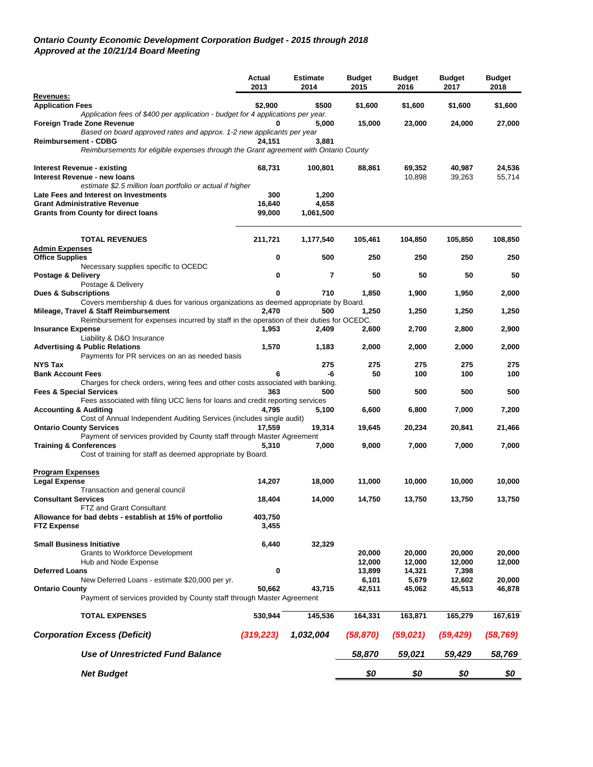***Ontario County Economic Development Corporation Budget - 2015 through 2018***
***Approved at the 10/21/14 Board Meeting***

| | Actual 2013 | Estimate 2014 | Budget 2015 | Budget 2016 | Budget 2017 | Budget 2018 |
|---|---|---|---|---|---|---|
| **Revenues:** | | | | | | |
| **Application Fees** | **$2,900** | **$500** | **$1,600** | **$1,600** | **$1,600** | **$1,600** |
| *Application fees of $400 per application - budget for 4 applications per year.* | | | | | | |
| **Foreign Trade Zone Revenue** | **0** | **5,000** | **15,000** | **23,000** | **24,000** | **27,000** |
| *Based on board approved rates and approx. 1-2 new applicants per year* | | | | | | |
| **Reimbursement - CDBG** | **24,151** | **3,881** | | | | |
| *Reimbursements for eligible expenses through the Grant agreement with Ontario County* | | | | | | |
| **Interest Revenue - existing** | **68,731** | **100,801** | **88,861** | **69,352** | **40,987** | **24,536** |
| **Interest Revenue - new loans** | | | | 10,898 | 39,263 | 55,714 |
| *estimate $2.5 million loan portfolio or actual if higher* | | | | | | |
| **Late Fees and Interest on Investments** | **300** | **1,200** | | | | |
| **Grant Administrative Revenue** | **16,640** | **4,658** | | | | |
| **Grants from County for direct loans** | **99,000** | **1,061,500** | | | | |
| **TOTAL REVENUES** | **211,721** | **1,177,540** | **105,461** | **104,850** | **105,850** | **108,850** |
| **Admin Expenses** | | | | | | |
| **Office Supplies** | **0** | **500** | **250** | **250** | **250** | **250** |
| Necessary supplies specific to OCEDC | | | | | | |
| **Postage & Delivery** | **0** | **7** | **50** | **50** | **50** | **50** |
| Postage & Delivery | | | | | | |
| **Dues & Subscriptions** | **0** | **710** | **1,850** | **1,900** | **1,950** | **2,000** |
| Covers membership & dues for various organizations as deemed appropriate by Board. | | | | | | |
| **Mileage, Travel & Staff Reimbursement** | **2,470** | **500** | **1,250** | **1,250** | **1,250** | **1,250** |
| Reimbursement for expenses incurred by staff in the operation of their duties for OCEDC. | | | | | | |
| **Insurance Expense** | **1,953** | **2,409** | **2,600** | **2,700** | **2,800** | **2,900** |
| Liability & D&O Insurance | | | | | | |
| **Advertising & Public Relations** | **1,570** | **1,183** | **2,000** | **2,000** | **2,000** | **2,000** |
| Payments for PR services on an as needed basis | | | | | | |
| **NYS Tax** | | **275** | **275** | **275** | **275** | **275** |
| **Bank Account Fees** | **6** | **-6** | **50** | **100** | **100** | **100** |
| Charges for check orders, wiring fees and other costs associated with banking. | | | | | | |
| **Fees & Special Services** | **363** | **500** | **500** | **500** | **500** | **500** |
| Fees associated with filing UCC liens for loans and credit reporting services | | | | | | |
| **Accounting & Auditing** | **4,795** | **5,100** | **6,600** | **6,800** | **7,000** | **7,200** |
| Cost of Annual Independent Auditing Services (includes single audit) | | | | | | |
| **Ontario County Services** | **17,559** | **19,314** | **19,645** | **20,234** | **20,841** | **21,466** |
| Payment of services provided by County staff through Master Agreement | | | | | | |
| **Training & Conferences** | **5,310** | **7,000** | **9,000** | **7,000** | **7,000** | **7,000** |
| Cost of training for staff as deemed appropriate by Board. | | | | | | |
| **Program Expenses** | | | | | | |
| **Legal Expense** | **14,207** | **18,000** | **11,000** | **10,000** | **10,000** | **10,000** |
| Transaction and general council | | | | | | |
| **Consultant Services** | **18,404** | **14,000** | **14,750** | **13,750** | **13,750** | **13,750** |
| FTZ and Grant Consultant | | | | | | |
| **Allowance for bad debts - establish at 15% of portfolio** | **403,750** | | | | | |
| **FTZ Expense** | **3,455** | | | | | |
| **Small Business Initiative** | **6,440** | **32,329** | | | | |
| Grants to Workforce Development | | | **20,000** | **20,000** | **20,000** | **20,000** |
| Hub and Node Expense | | | **12,000** | **12,000** | **12,000** | **12,000** |
| **Deferred Loans** | **0** | | **13,899** | **14,321** | **7,398** | |
| New Deferred Loans - estimate $20,000 per yr. | | | **6,101** | **5,679** | **12,602** | **20,000** |
| **Ontario County** | **50,662** | **43,715** | **42,511** | **45,062** | **45,513** | **46,878** |
| Payment of services provided by County staff through Master Agreement | | | | | | |
| **TOTAL EXPENSES** | **530,944** | **145,536** | **164,331** | **163,871** | **165,279** | **167,619** |
| ***Corporation Excess (Deficit)*** | ***(319,223)*** | ***1,032,004*** | ***(58,870)*** | ***(59,021)*** | ***(59,429)*** | ***(58,769)*** |
| ***Use of Unrestricted Fund Balance*** | | | ***58,870*** | ***59,021*** | ***59,429*** | ***58,769*** |
| ***Net Budget*** | | | ***$0*** | ***$0*** | ***$0*** | ***$0*** |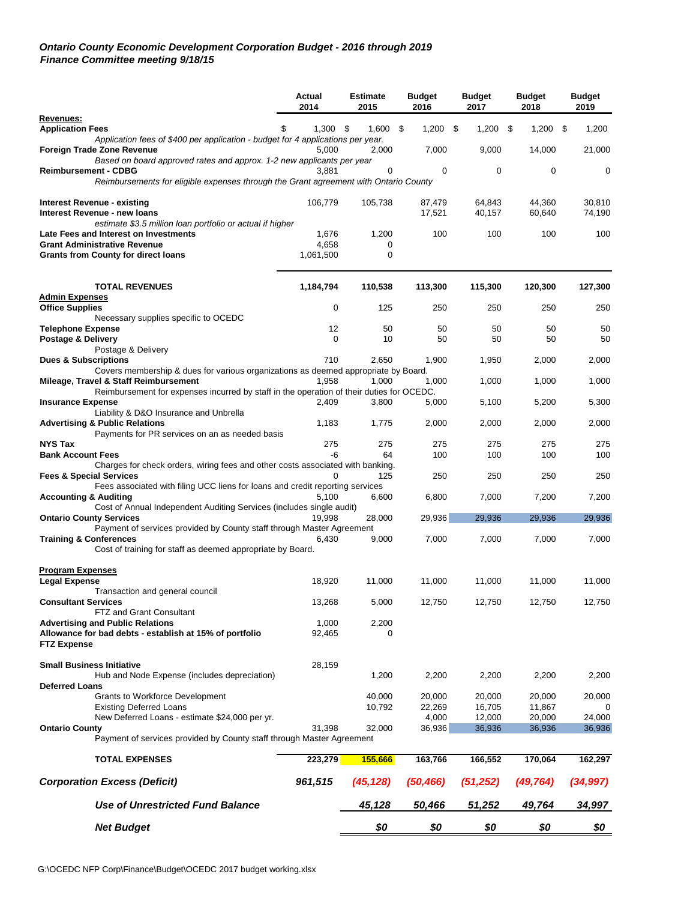***Ontario County Economic Development Corporation Budget - 2016 through 2019***
***Finance Committee meeting 9/18/15***

| | Actual 2014 | Estimate 2015 | Budget 2016 | Budget 2017 | Budget 2018 | Budget 2019 |
|---|---|---|---|---|---|---|
| **Revenues:** | | | | | | |
| **Application Fees** | $ 1,300 | $ 1,600 | $ 1,200 | $ 1,200 | $ 1,200 | $ 1,200 |
| *Application fees of $400 per application - budget for 4 applications per year.* | | | | | | |
| **Foreign Trade Zone Revenue** | 5,000 | 2,000 | 7,000 | 9,000 | 14,000 | 21,000 |
| *Based on board approved rates and approx. 1-2 new applicants per year* | | | | | | |
| **Reimbursement - CDBG** | 3,881 | 0 | 0 | 0 | 0 | 0 |
| *Reimbursements for eligible expenses through the Grant agreement with Ontario County* | | | | | | |
| **Interest Revenue - existing** | 106,779 | 105,738 | 87,479 | 64,843 | 44,360 | 30,810 |
| **Interest Revenue - new loans** | | | 17,521 | 40,157 | 60,640 | 74,190 |
| *estimate $3.5 million loan portfolio or actual if higher* | | | | | | |
| **Late Fees and Interest on Investments** | 1,676 | 1,200 | 100 | 100 | 100 | 100 |
| **Grant Administrative Revenue** | 4,658 | 0 | | | | |
| **Grants from County for direct loans** | 1,061,500 | 0 | | | | |
| **TOTAL REVENUES** | **1,184,794** | **110,538** | **113,300** | **115,300** | **120,300** | **127,300** |
| **Admin Expenses** | | | | | | |
| **Office Supplies** | 0 | 125 | 250 | 250 | 250 | 250 |
| Necessary supplies specific to OCEDC | | | | | | |
| **Telephone Expense** | 12 | 50 | 50 | 50 | 50 | 50 |
| **Postage & Delivery** | 0 | 10 | 50 | 50 | 50 | 50 |
| Postage & Delivery | | | | | | |
| **Dues & Subscriptions** | 710 | 2,650 | 1,900 | 1,950 | 2,000 | 2,000 |
| Covers membership & dues for various organizations as deemed appropriate by Board. | | | | | | |
| **Mileage, Travel & Staff Reimbursement** | 1,958 | 1,000 | 1,000 | 1,000 | 1,000 | 1,000 |
| Reimbursement for expenses incurred by staff in the operation of their duties for OCEDC. | | | | | | |
| **Insurance Expense** | 2,409 | 3,800 | 5,000 | 5,100 | 5,200 | 5,300 |
| Liability & D&O Insurance and Unbrella | | | | | | |
| **Advertising & Public Relations** | 1,183 | 1,775 | 2,000 | 2,000 | 2,000 | 2,000 |
| Payments for PR services on an as needed basis | | | | | | |
| **NYS Tax** | 275 | 275 | 275 | 275 | 275 | 275 |
| **Bank Account Fees** | -6 | 64 | 100 | 100 | 100 | 100 |
| Charges for check orders, wiring fees and other costs associated with banking. | | | | | | |
| **Fees & Special Services** | 0 | 125 | 250 | 250 | 250 | 250 |
| Fees associated with filing UCC liens for loans and credit reporting services | | | | | | |
| **Accounting & Auditing** | 5,100 | 6,600 | 6,800 | 7,000 | 7,200 | 7,200 |
| Cost of Annual Independent Auditing Services (includes single audit) | | | | | | |
| **Ontario County Services** | 19,998 | 28,000 | 29,936 | 29,936 | 29,936 | 29,936 |
| Payment of services provided by County staff through Master Agreement | | | | | | |
| **Training & Conferences** | 6,430 | 9,000 | 7,000 | 7,000 | 7,000 | 7,000 |
| Cost of training for staff as deemed appropriate by Board. | | | | | | |
| **Program Expenses** | | | | | | |
| **Legal Expense** | 18,920 | 11,000 | 11,000 | 11,000 | 11,000 | 11,000 |
| Transaction and general council | | | | | | |
| **Consultant Services** | 13,268 | 5,000 | 12,750 | 12,750 | 12,750 | 12,750 |
| FTZ and Grant Consultant | | | | | | |
| **Advertising and Public Relations** | 1,000 | 2,200 | | | | |
| **Allowance for bad debts - establish at 15% of portfolio** | 92,465 | 0 | | | | |
| **FTZ Expense** | | | | | | |
| **Small Business Initiative** | 28,159 | | | | | |
| Hub and Node Expense (includes depreciation) | | 1,200 | 2,200 | 2,200 | 2,200 | 2,200 |
| **Deferred Loans** | | | | | | |
| Grants to Workforce Development | | 40,000 | 20,000 | 20,000 | 20,000 | 20,000 |
| Existing Deferred Loans | | 10,792 | 22,269 | 16,705 | 11,867 | 0 |
| New Deferred Loans - estimate $24,000 per yr. | | | 4,000 | 12,000 | 20,000 | 24,000 |
| **Ontario County** | 31,398 | 32,000 | 36,936 | 36,936 | 36,936 | 36,936 |
| Payment of services provided by County staff through Master Agreement | | | | | | |
| **TOTAL EXPENSES** | **223,279** | **155,666** | **163,766** | **166,552** | **170,064** | **162,297** |
| ***Corporation Excess (Deficit)*** | ***961,515*** | ***(45,128)*** | ***(50,466)*** | ***(51,252)*** | ***(49,764)*** | ***(34,997)*** |
| ***Use of Unrestricted Fund Balance*** | | ***45,128*** | ***50,466*** | ***51,252*** | ***49,764*** | ***34,997*** |
| ***Net Budget*** | | ***$0*** | ***$0*** | ***$0*** | ***$0*** | ***$0*** |

G:\OCEDC NFP Corp\Finance\Budget\OCEDC 2017 budget working.xlsx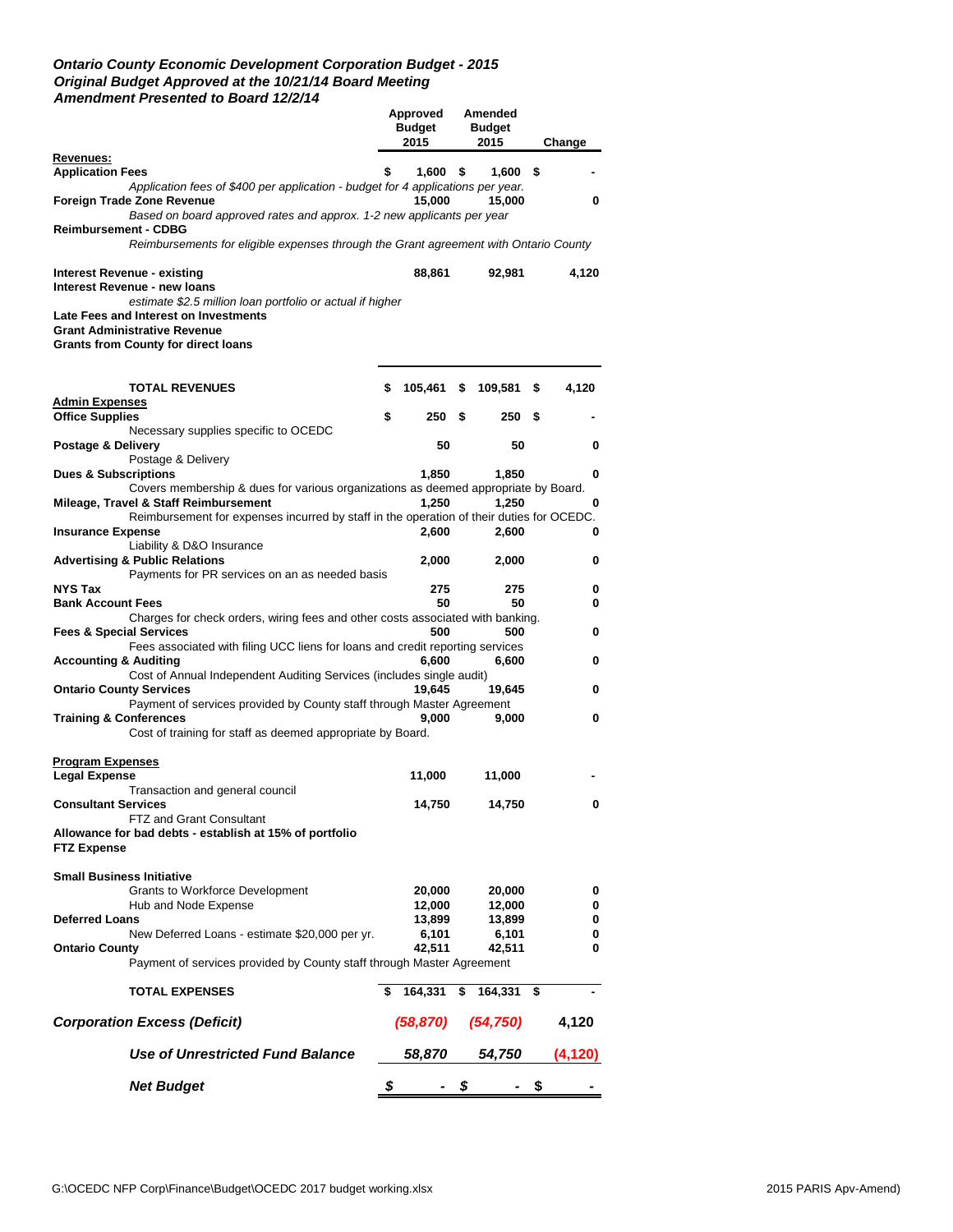***Ontario County Economic Development Corporation Budget - 2015***
***Original Budget Approved at the 10/21/14 Board Meeting***
***Amendment Presented to Board 12/2/14***

| | Approved Budget 2015 | Amended Budget 2015 | Change |
|---|---|---|---|
| **Revenues:** | | | |
| **Application Fees** | $ 1,600 | $ 1,600 | $ - |
| *Application fees of $400 per application - budget for 4 applications per year.* | | | |
| **Foreign Trade Zone Revenue** | 15,000 | 15,000 | 0 |
| *Based on board approved rates and approx. 1-2 new applicants per year* | | | |
| **Reimbursement - CDBG** | | | |
| *Reimbursements for eligible expenses through the Grant agreement with Ontario County* | | | |
| **Interest Revenue - existing** | 88,861 | 92,981 | 4,120 |
| **Interest Revenue - new loans** | | | |
| *estimate $2.5 million loan portfolio or actual if higher* | | | |
| **Late Fees and Interest on Investments** | | | |
| **Grant Administrative Revenue** | | | |
| **Grants from County for direct loans** | | | |
| **TOTAL REVENUES** | $ 105,461 | $ 109,581 | $ 4,120 |
| **Admin Expenses** | | | |
| **Office Supplies** | $ 250 | $ 250 | $ - |
| Necessary supplies specific to OCEDC | | | |
| **Postage & Delivery** | 50 | 50 | 0 |
| Postage & Delivery | | | |
| **Dues & Subscriptions** | 1,850 | 1,850 | 0 |
| Covers membership & dues for various organizations as deemed appropriate by Board. | | | |
| **Mileage, Travel & Staff Reimbursement** | 1,250 | 1,250 | 0 |
| Reimbursement for expenses incurred by staff in the operation of their duties for OCEDC. | | | |
| **Insurance Expense** | 2,600 | 2,600 | 0 |
| Liability & D&O Insurance | | | |
| **Advertising & Public Relations** | 2,000 | 2,000 | 0 |
| Payments for PR services on an as needed basis | | | |
| **NYS Tax** | 275 | 275 | 0 |
| **Bank Account Fees** | 50 | 50 | 0 |
| Charges for check orders, wiring fees and other costs associated with banking. | | | |
| **Fees & Special Services** | 500 | 500 | 0 |
| Fees associated with filing UCC liens for loans and credit reporting services | | | |
| **Accounting & Auditing** | 6,600 | 6,600 | 0 |
| Cost of Annual Independent Auditing Services (includes single audit) | | | |
| **Ontario County Services** | 19,645 | 19,645 | 0 |
| Payment of services provided by County staff through Master Agreement | | | |
| **Training & Conferences** | 9,000 | 9,000 | 0 |
| Cost of training for staff as deemed appropriate by Board. | | | |
| **Program Expenses** | | | |
| **Legal Expense** | 11,000 | 11,000 | - |
| Transaction and general council | | | |
| **Consultant Services** | 14,750 | 14,750 | 0 |
| FTZ and Grant Consultant | | | |
| **Allowance for bad debts - establish at 15% of portfolio** | | | |
| **FTZ Expense** | | | |
| **Small Business Initiative** | | | |
| Grants to Workforce Development | 20,000 | 20,000 | 0 |
| Hub and Node Expense | 12,000 | 12,000 | 0 |
| **Deferred Loans** | 13,899 | 13,899 | 0 |
| New Deferred Loans - estimate $20,000 per yr. | 6,101 | 6,101 | 0 |
| **Ontario County** | 42,511 | 42,511 | 0 |
| Payment of services provided by County staff through Master Agreement | | | |
| **TOTAL EXPENSES** | $ 164,331 | $ 164,331 | $ - |
| ***Corporation Excess (Deficit)*** | ***(58,870)*** | ***(54,750)*** | **4,120** |
| ***Use of Unrestricted Fund Balance*** | ***58,870*** | ***54,750*** | ***(4,120)*** |
| ***Net Budget*** | ***$ -*** | ***$ -*** | ***$ -*** |

G:\OCEDC NFP Corp\Finance\Budget\OCEDC 2017 budget working.xlsx — 2015 PARIS Apv-Amend)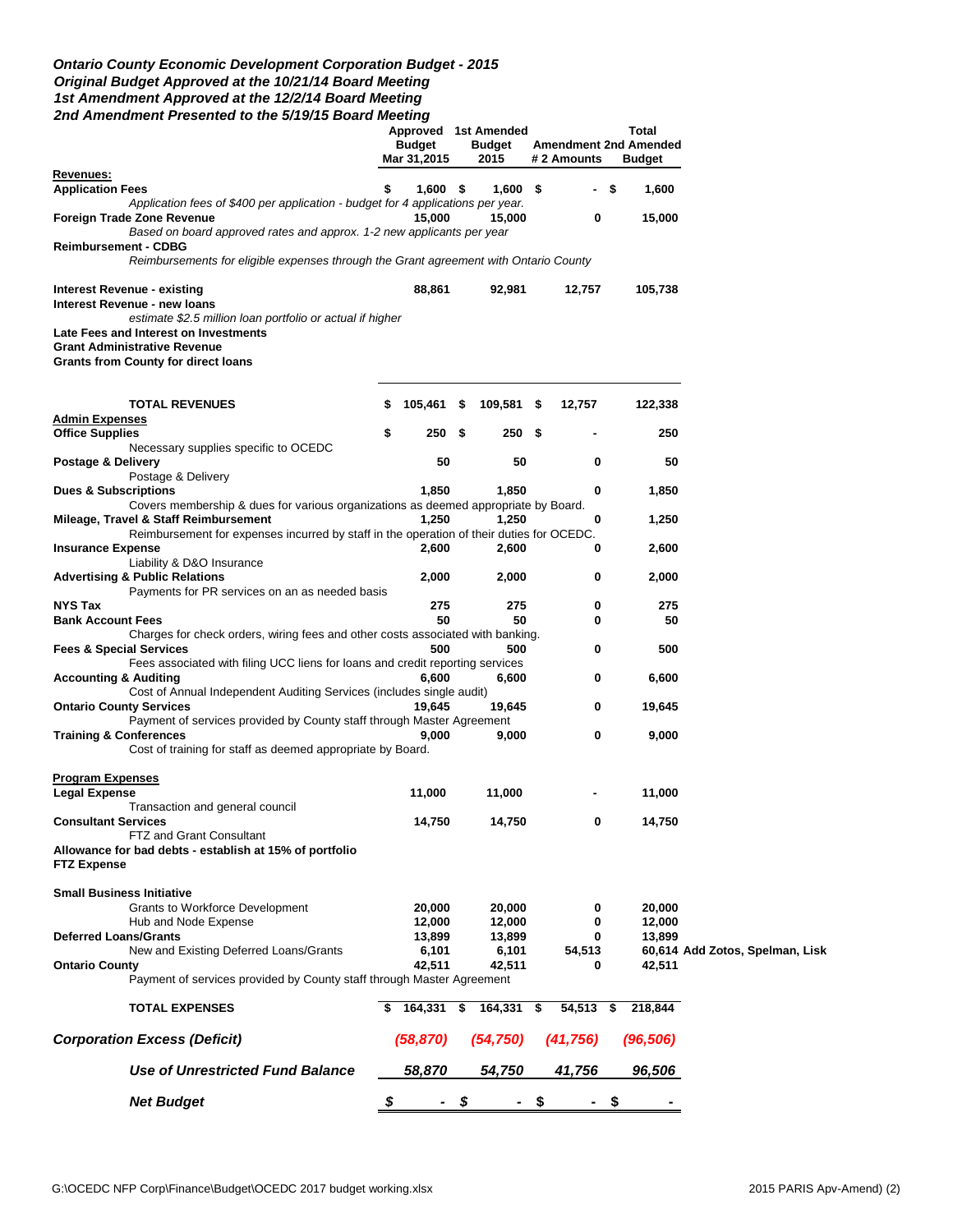***Ontario County Economic Development Corporation Budget - 2015***
***Original Budget Approved at the 10/21/14 Board Meeting***
***1st Amendment Approved at the 12/2/14 Board Meeting***
***2nd Amendment Presented to the 5/19/15 Board Meeting***

| | Approved Budget Mar 31,2015 | 1st Amended Budget 2015 | Amendment # 2 Amounts | Total 2nd Amended Budget | |
|---|---|---|---|---|---|
| **Revenues:** | | | | | |
| **Application Fees** | $ 1,600 | $ 1,600 | $ - | $ 1,600 | |
| *Application fees of $400 per application - budget for 4 applications per year.* | | | | | |
| **Foreign Trade Zone Revenue** | 15,000 | 15,000 | 0 | 15,000 | |
| *Based on board approved rates and approx. 1-2 new applicants per year* | | | | | |
| **Reimbursement - CDBG** | | | | | |
| *Reimbursements for eligible expenses through the Grant agreement with Ontario County* | | | | | |
| **Interest Revenue - existing** | 88,861 | 92,981 | 12,757 | 105,738 | |
| **Interest Revenue - new loans** | | | | | |
| *estimate $2.5 million loan portfolio or actual if higher* | | | | | |
| **Late Fees and Interest on Investments** | | | | | |
| **Grant Administrative Revenue** | | | | | |
| **Grants from County for direct loans** | | | | | |
| **TOTAL REVENUES** | $ 105,461 | $ 109,581 | $ 12,757 | 122,338 | |
| **Admin Expenses** | | | | | |
| **Office Supplies** | $ 250 | $ 250 | $ - | 250 | |
| Necessary supplies specific to OCEDC | | | | | |
| **Postage & Delivery** | 50 | 50 | 0 | 50 | |
| Postage & Delivery | | | | | |
| **Dues & Subscriptions** | 1,850 | 1,850 | 0 | 1,850 | |
| Covers membership & dues for various organizations as deemed appropriate by Board. | | | | | |
| **Mileage, Travel & Staff Reimbursement** | 1,250 | 1,250 | 0 | 1,250 | |
| Reimbursement for expenses incurred by staff in the operation of their duties for OCEDC. | | | | | |
| **Insurance Expense** | 2,600 | 2,600 | 0 | 2,600 | |
| Liability & D&O Insurance | | | | | |
| **Advertising & Public Relations** | 2,000 | 2,000 | 0 | 2,000 | |
| Payments for PR services on an as needed basis | | | | | |
| **NYS Tax** | 275 | 275 | 0 | 275 | |
| **Bank Account Fees** | 50 | 50 | 0 | 50 | |
| Charges for check orders, wiring fees and other costs associated with banking. | | | | | |
| **Fees & Special Services** | 500 | 500 | 0 | 500 | |
| Fees associated with filing UCC liens for loans and credit reporting services | | | | | |
| **Accounting & Auditing** | 6,600 | 6,600 | 0 | 6,600 | |
| Cost of Annual Independent Auditing Services (includes single audit) | | | | | |
| **Ontario County Services** | 19,645 | 19,645 | 0 | 19,645 | |
| Payment of services provided by County staff through Master Agreement | | | | | |
| **Training & Conferences** | 9,000 | 9,000 | 0 | 9,000 | |
| Cost of training for staff as deemed appropriate by Board. | | | | | |
| **Program Expenses** | | | | | |
| **Legal Expense** | 11,000 | 11,000 | - | 11,000 | |
| Transaction and general council | | | | | |
| **Consultant Services** | 14,750 | 14,750 | 0 | 14,750 | |
| FTZ and Grant Consultant | | | | | |
| **Allowance for bad debts - establish at 15% of portfolio** | | | | | |
| **FTZ Expense** | | | | | |
| **Small Business Initiative** | | | | | |
| Grants to Workforce Development | 20,000 | 20,000 | 0 | 20,000 | |
| Hub and Node Expense | 12,000 | 12,000 | 0 | 12,000 | |
| **Deferred Loans/Grants** | 13,899 | 13,899 | 0 | 13,899 | |
| New and Existing Deferred Loans/Grants | 6,101 | 6,101 | 54,513 | 60,614 | **Add Zotos, Spelman, Lisk** |
| **Ontario County** | 42,511 | 42,511 | 0 | 42,511 | |
| Payment of services provided by County staff through Master Agreement | | | | | |
| **TOTAL EXPENSES** | $ 164,331 | $ 164,331 | $ 54,513 | $ 218,844 | |
| ***Corporation Excess (Deficit)*** | *(58,870)* | *(54,750)* | *(41,756)* | *(96,506)* | |
| ***Use of Unrestricted Fund Balance*** | *58,870* | *54,750* | *41,756* | *96,506* | |
| ***Net Budget*** | *$ -* | *$ -* | *$ -* | *$ -* | |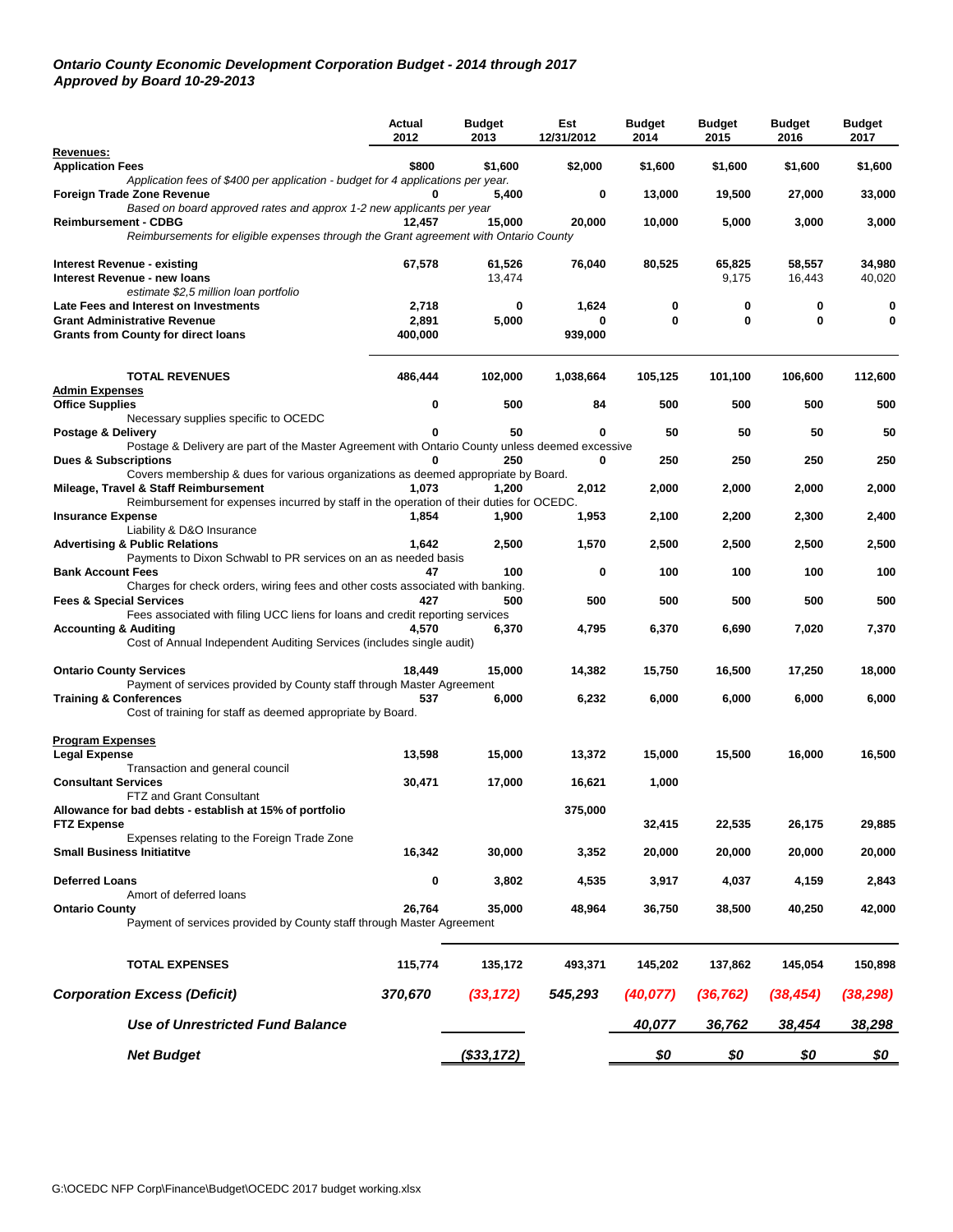*Ontario County Economic Development Corporation Budget - 2014 through 2017*
*Approved by Board 10-29-2013*

| | Actual 2012 | Budget 2013 | Est 12/31/2012 | Budget 2014 | Budget 2015 | Budget 2016 | Budget 2017 |
|---|---|---|---|---|---|---|---|
| **Revenues:** | | | | | | | |
| **Application Fees** | $800 | $1,600 | $2,000 | $1,600 | $1,600 | $1,600 | $1,600 |
| *Application fees of $400 per application - budget for 4 applications per year.* | | | | | | | |
| **Foreign Trade Zone Revenue** | 0 | 5,400 | 0 | 13,000 | 19,500 | 27,000 | 33,000 |
| *Based on board approved rates and approx 1-2 new applicants per year* | | | | | | | |
| **Reimbursement - CDBG** | 12,457 | 15,000 | 20,000 | 10,000 | 5,000 | 3,000 | 3,000 |
| *Reimbursements for eligible expenses through the Grant agreement with Ontario County* | | | | | | | |
| **Interest Revenue - existing** | 67,578 | 61,526 | 76,040 | 80,525 | 65,825 | 58,557 | 34,980 |
| **Interest Revenue - new loans** | | 13,474 | | | 9,175 | 16,443 | 40,020 |
| *estimate $2,5 million loan portfolio* | | | | | | | |
| **Late Fees and Interest on Investments** | 2,718 | 0 | 1,624 | 0 | 0 | 0 | 0 |
| **Grant Administrative Revenue** | 2,891 | 5,000 | 0 | 0 | 0 | 0 | 0 |
| **Grants from County for direct loans** | 400,000 | | 939,000 | | | | |
| **TOTAL REVENUES** | 486,444 | 102,000 | 1,038,664 | 105,125 | 101,100 | 106,600 | 112,600 |
| **Admin Expenses** | | | | | | | |
| **Office Supplies** | 0 | 500 | 84 | 500 | 500 | 500 | 500 |
| Necessary supplies specific to OCEDC | | | | | | | |
| **Postage & Delivery** | 0 | 50 | 0 | 50 | 50 | 50 | 50 |
| Postage & Delivery are part of the Master Agreement with Ontario County unless deemed excessive | | | | | | | |
| **Dues & Subscriptions** | 0 | 250 | 0 | 250 | 250 | 250 | 250 |
| Covers membership & dues for various organizations as deemed appropriate by Board. | | | | | | | |
| **Mileage, Travel & Staff Reimbursement** | 1,073 | 1,200 | 2,012 | 2,000 | 2,000 | 2,000 | 2,000 |
| Reimbursement for expenses incurred by staff in the operation of their duties for OCEDC. | | | | | | | |
| **Insurance Expense** | 1,854 | 1,900 | 1,953 | 2,100 | 2,200 | 2,300 | 2,400 |
| Liability & D&O Insurance | | | | | | | |
| **Advertising & Public Relations** | 1,642 | 2,500 | 1,570 | 2,500 | 2,500 | 2,500 | 2,500 |
| Payments to Dixon Schwabl to PR services on an as needed basis | | | | | | | |
| **Bank Account Fees** | 47 | 100 | 0 | 100 | 100 | 100 | 100 |
| Charges for check orders, wiring fees and other costs associated with banking. | | | | | | | |
| **Fees & Special Services** | 427 | 500 | 500 | 500 | 500 | 500 | 500 |
| Fees associated with filing UCC liens for loans and credit reporting services | | | | | | | |
| **Accounting & Auditing** | 4,570 | 6,370 | 4,795 | 6,370 | 6,690 | 7,020 | 7,370 |
| Cost of Annual Independent Auditing Services (includes single audit) | | | | | | | |
| **Ontario County Services** | 18,449 | 15,000 | 14,382 | 15,750 | 16,500 | 17,250 | 18,000 |
| Payment of services provided by County staff through Master Agreement | | | | | | | |
| **Training & Conferences** | 537 | 6,000 | 6,232 | 6,000 | 6,000 | 6,000 | 6,000 |
| Cost of training for staff as deemed appropriate by Board. | | | | | | | |
| **Program Expenses** | | | | | | | |
| **Legal Expense** | 13,598 | 15,000 | 13,372 | 15,000 | 15,500 | 16,000 | 16,500 |
| Transaction and general council | | | | | | | |
| **Consultant Services** | 30,471 | 17,000 | 16,621 | 1,000 | | | |
| FTZ and Grant Consultant | | | | | | | |
| **Allowance for bad debts - establish at 15% of portfolio** | | | 375,000 | | | | |
| **FTZ Expense** | | | | 32,415 | 22,535 | 26,175 | 29,885 |
| Expenses relating to the Foreign Trade Zone | | | | | | | |
| **Small Business Initiatitve** | 16,342 | 30,000 | 3,352 | 20,000 | 20,000 | 20,000 | 20,000 |
| **Deferred Loans** | 0 | 3,802 | 4,535 | 3,917 | 4,037 | 4,159 | 2,843 |
| Amort of deferred loans | | | | | | | |
| **Ontario County** | 26,764 | 35,000 | 48,964 | 36,750 | 38,500 | 40,250 | 42,000 |
| Payment of services provided by County staff through Master Agreement | | | | | | | |
| **TOTAL EXPENSES** | 115,774 | 135,172 | 493,371 | 145,202 | 137,862 | 145,054 | 150,898 |
| ***Corporation Excess (Deficit)*** | *370,670* | *(33,172)* | *545,293* | *(40,077)* | *(36,762)* | *(38,454)* | *(38,298)* |
| ***Use of Unrestricted Fund Balance*** | | | | *40,077* | *36,762* | *38,454* | *38,298* |
| ***Net Budget*** | | *($33,172)* | | *$0* | *$0* | *$0* | *$0* |

G:\OCEDC NFP Corp\Finance\Budget\OCEDC 2017 budget working.xlsx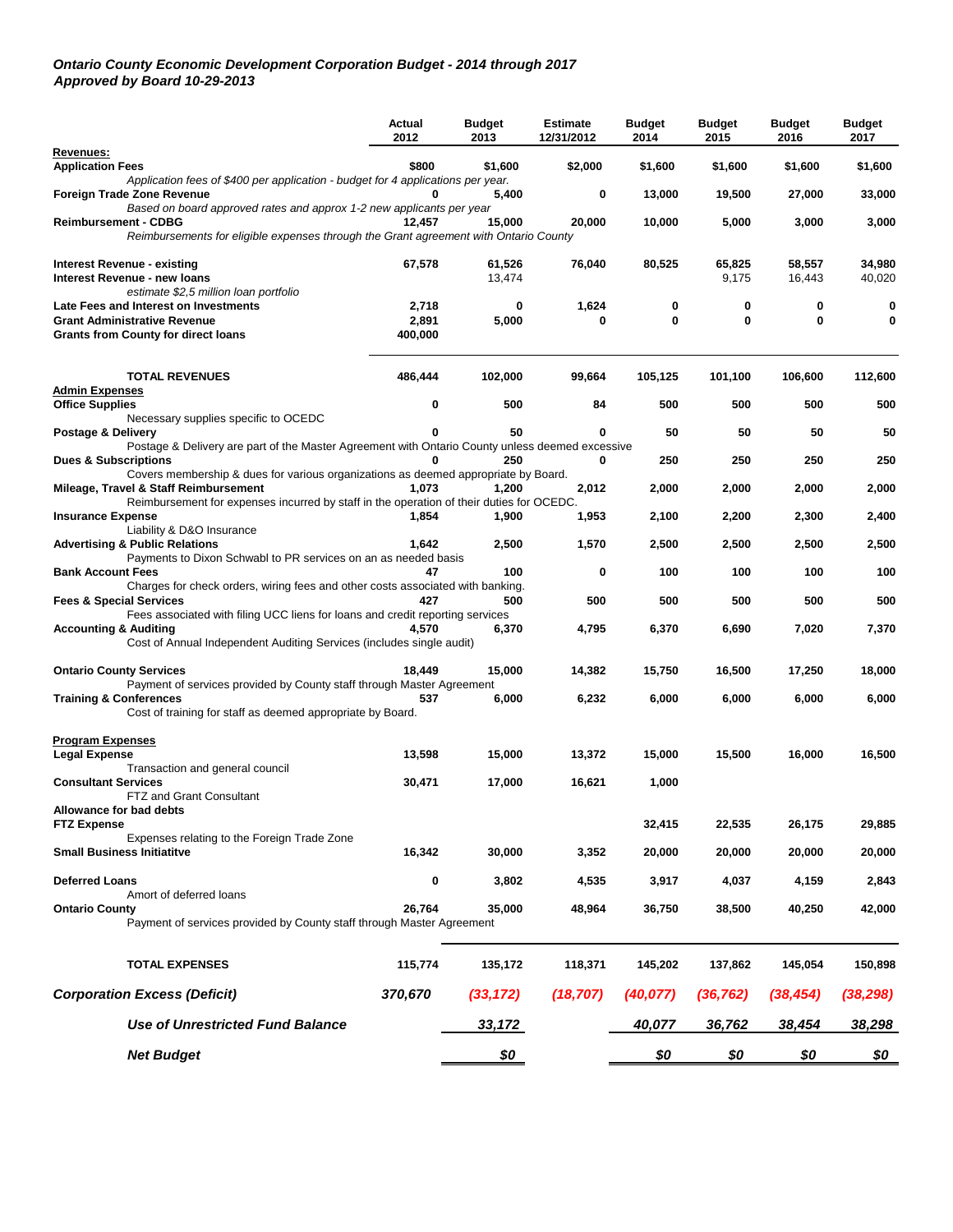***Ontario County Economic Development Corporation Budget - 2014 through 2017***
***Approved by Board 10-29-2013***

| | Actual 2012 | Budget 2013 | Estimate 12/31/2012 | Budget 2014 | Budget 2015 | Budget 2016 | Budget 2017 |
|---|---|---|---|---|---|---|---|
| **Revenues:** | | | | | | | |
| **Application Fees** | $800 | $1,600 | $2,000 | $1,600 | $1,600 | $1,600 | $1,600 |
| *Application fees of $400 per application - budget for 4 applications per year.* | | | | | | | |
| **Foreign Trade Zone Revenue** | 0 | 5,400 | 0 | 13,000 | 19,500 | 27,000 | 33,000 |
| *Based on board approved rates and approx 1-2 new applicants per year* | | | | | | | |
| **Reimbursement - CDBG** | 12,457 | 15,000 | 20,000 | 10,000 | 5,000 | 3,000 | 3,000 |
| *Reimbursements for eligible expenses through the Grant agreement with Ontario County* | | | | | | | |
| **Interest Revenue - existing** | 67,578 | 61,526 | 76,040 | 80,525 | 65,825 | 58,557 | 34,980 |
| **Interest Revenue - new loans** | | 13,474 | | | 9,175 | 16,443 | 40,020 |
| *estimate $2,5 million loan portfolio* | | | | | | | |
| **Late Fees and Interest on Investments** | 2,718 | 0 | 1,624 | 0 | 0 | 0 | 0 |
| **Grant Administrative Revenue** | 2,891 | 5,000 | 0 | 0 | 0 | 0 | 0 |
| **Grants from County for direct loans** | 400,000 | | | | | | |
| **TOTAL REVENUES** | 486,444 | 102,000 | 99,664 | 105,125 | 101,100 | 106,600 | 112,600 |
| **Admin Expenses** | | | | | | | |
| **Office Supplies** | 0 | 500 | 84 | 500 | 500 | 500 | 500 |
| Necessary supplies specific to OCEDC | | | | | | | |
| **Postage & Delivery** | 0 | 50 | 0 | 50 | 50 | 50 | 50 |
| Postage & Delivery are part of the Master Agreement with Ontario County unless deemed excessive | | | | | | | |
| **Dues & Subscriptions** | 0 | 250 | 0 | 250 | 250 | 250 | 250 |
| Covers membership & dues for various organizations as deemed appropriate by Board. | | | | | | | |
| **Mileage, Travel & Staff Reimbursement** | 1,073 | 1,200 | 2,012 | 2,000 | 2,000 | 2,000 | 2,000 |
| Reimbursement for expenses incurred by staff in the operation of their duties for OCEDC. | | | | | | | |
| **Insurance Expense** | 1,854 | 1,900 | 1,953 | 2,100 | 2,200 | 2,300 | 2,400 |
| Liability & D&O Insurance | | | | | | | |
| **Advertising & Public Relations** | 1,642 | 2,500 | 1,570 | 2,500 | 2,500 | 2,500 | 2,500 |
| Payments to Dixon Schwabl to PR services on an as needed basis | | | | | | | |
| **Bank Account Fees** | 47 | 100 | 0 | 100 | 100 | 100 | 100 |
| Charges for check orders, wiring fees and other costs associated with banking. | | | | | | | |
| **Fees & Special Services** | 427 | 500 | 500 | 500 | 500 | 500 | 500 |
| Fees associated with filing UCC liens for loans and credit reporting services | | | | | | | |
| **Accounting & Auditing** | 4,570 | 6,370 | 4,795 | 6,370 | 6,690 | 7,020 | 7,370 |
| Cost of Annual Independent Auditing Services (includes single audit) | | | | | | | |
| **Ontario County Services** | 18,449 | 15,000 | 14,382 | 15,750 | 16,500 | 17,250 | 18,000 |
| Payment of services provided by County staff through Master Agreement | | | | | | | |
| **Training & Conferences** | 537 | 6,000 | 6,232 | 6,000 | 6,000 | 6,000 | 6,000 |
| Cost of training for staff as deemed appropriate by Board. | | | | | | | |
| **Program Expenses** | | | | | | | |
| **Legal Expense** | 13,598 | 15,000 | 13,372 | 15,000 | 15,500 | 16,000 | 16,500 |
| Transaction and general council | | | | | | | |
| **Consultant Services** | 30,471 | 17,000 | 16,621 | 1,000 | | | |
| FTZ and Grant Consultant | | | | | | | |
| **Allowance for bad debts** | | | | | | | |
| **FTZ Expense** | | | | 32,415 | 22,535 | 26,175 | 29,885 |
| Expenses relating to the Foreign Trade Zone | | | | | | | |
| **Small Business Initiatitve** | 16,342 | 30,000 | 3,352 | 20,000 | 20,000 | 20,000 | 20,000 |
| **Deferred Loans** | 0 | 3,802 | 4,535 | 3,917 | 4,037 | 4,159 | 2,843 |
| Amort of deferred loans | | | | | | | |
| **Ontario County** | 26,764 | 35,000 | 48,964 | 36,750 | 38,500 | 40,250 | 42,000 |
| Payment of services provided by County staff through Master Agreement | | | | | | | |
| **TOTAL EXPENSES** | 115,774 | 135,172 | 118,371 | 145,202 | 137,862 | 145,054 | 150,898 |
| ***Corporation Excess (Deficit)*** | ***370,670*** | ***(33,172)*** | ***(18,707)*** | ***(40,077)*** | ***(36,762)*** | ***(38,454)*** | ***(38,298)*** |
| ***Use of Unrestricted Fund Balance*** | | ***33,172*** | | ***40,077*** | ***36,762*** | ***38,454*** | ***38,298*** |
| ***Net Budget*** | | ***$0*** | | ***$0*** | ***$0*** | ***$0*** | ***$0*** |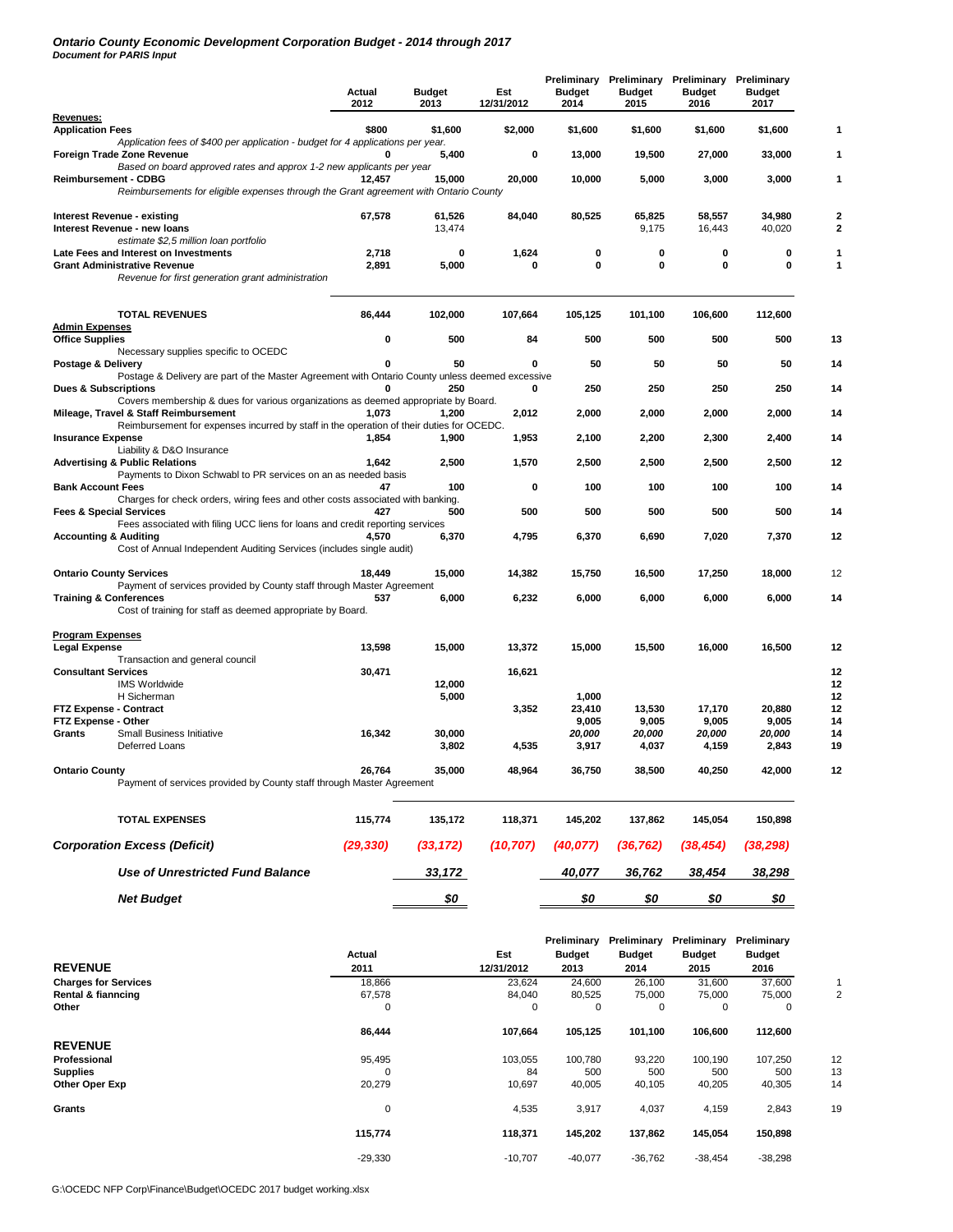# *Ontario County Economic Development Corporation Budget - 2014 through 2017*
***Document for PARIS Input***

| | Actual 2012 | Budget 2013 | Est 12/31/2012 | Preliminary Budget 2014 | Preliminary Budget 2015 | Preliminary Budget 2016 | Preliminary Budget 2017 | |
|---|---|---|---|---|---|---|---|---|
| **Revenues:** | | | | | | | | |
| **Application Fees** | $800 | $1,600 | $2,000 | $1,600 | $1,600 | $1,600 | $1,600 | 1 |
| *Application fees of $400 per application - budget for 4 applications per year.* | | | | | | | | |
| **Foreign Trade Zone Revenue** | 0 | 5,400 | 0 | 13,000 | 19,500 | 27,000 | 33,000 | 1 |
| *Based on board approved rates and approx 1-2 new applicants per year* | | | | | | | | |
| **Reimbursement - CDBG** | 12,457 | 15,000 | 20,000 | 10,000 | 5,000 | 3,000 | 3,000 | 1 |
| *Reimbursements for eligible expenses through the Grant agreement with Ontario County* | | | | | | | | |
| **Interest Revenue - existing** | 67,578 | 61,526 | 84,040 | 80,525 | 65,825 | 58,557 | 34,980 | 2 |
| **Interest Revenue - new loans** | | 13,474 | | | 9,175 | 16,443 | 40,020 | 2 |
| *estimate $2,5 million loan portfolio* | | | | | | | | |
| **Late Fees and Interest on Investments** | 2,718 | 0 | 1,624 | 0 | 0 | 0 | 0 | 1 |
| **Grant Administrative Revenue** | 2,891 | 5,000 | 0 | 0 | 0 | 0 | 0 | 1 |
| *Revenue for first generation grant administration* | | | | | | | | |
| **TOTAL REVENUES** | 86,444 | 102,000 | 107,664 | 105,125 | 101,100 | 106,600 | 112,600 | |
| **Admin Expenses** | | | | | | | | |
| **Office Supplies** | 0 | 500 | 84 | 500 | 500 | 500 | 500 | 13 |
| Necessary supplies specific to OCEDC | | | | | | | | |
| **Postage & Delivery** | 0 | 50 | 0 | 50 | 50 | 50 | 50 | 14 |
| Postage & Delivery are part of the Master Agreement with Ontario County unless deemed excessive | | | | | | | | |
| **Dues & Subscriptions** | 0 | 250 | 0 | 250 | 250 | 250 | 250 | 14 |
| Covers membership & dues for various organizations as deemed appropriate by Board. | | | | | | | | |
| **Mileage, Travel & Staff Reimbursement** | 1,073 | 1,200 | 2,012 | 2,000 | 2,000 | 2,000 | 2,000 | 14 |
| Reimbursement for expenses incurred by staff in the operation of their duties for OCEDC. | | | | | | | | |
| **Insurance Expense** | 1,854 | 1,900 | 1,953 | 2,100 | 2,200 | 2,300 | 2,400 | 14 |
| Liability & D&O Insurance | | | | | | | | |
| **Advertising & Public Relations** | 1,642 | 2,500 | 1,570 | 2,500 | 2,500 | 2,500 | 2,500 | 12 |
| Payments to Dixon Schwabl to PR services on an as needed basis | | | | | | | | |
| **Bank Account Fees** | 47 | 100 | 0 | 100 | 100 | 100 | 100 | 14 |
| Charges for check orders, wiring fees and other costs associated with banking. | | | | | | | | |
| **Fees & Special Services** | 427 | 500 | 500 | 500 | 500 | 500 | 500 | 14 |
| Fees associated with filing UCC liens for loans and credit reporting services | | | | | | | | |
| **Accounting & Auditing** | 4,570 | 6,370 | 4,795 | 6,370 | 6,690 | 7,020 | 7,370 | 12 |
| Cost of Annual Independent Auditing Services (includes single audit) | | | | | | | | |
| **Ontario County Services** | 18,449 | 15,000 | 14,382 | 15,750 | 16,500 | 17,250 | 18,000 | 12 |
| Payment of services provided by County staff through Master Agreement | | | | | | | | |
| **Training & Conferences** | 537 | 6,000 | 6,232 | 6,000 | 6,000 | 6,000 | 6,000 | 14 |
| Cost of training for staff as deemed appropriate by Board. | | | | | | | | |
| **Program Expenses** | | | | | | | | |
| **Legal Expense** | 13,598 | 15,000 | 13,372 | 15,000 | 15,500 | 16,000 | 16,500 | 12 |
| Transaction and general council | | | | | | | | |
| **Consultant Services** | 30,471 | | 16,621 | | | | | 12 |
| IMS Worldwide | | 12,000 | | | | | | 12 |
| H Sicherman | | 5,000 | | 1,000 | | | | 12 |
| **FTZ Expense - Contract** | | | 3,352 | 23,410 | 13,530 | 17,170 | 20,880 | 12 |
| **FTZ Expense - Other** | | | | 9,005 | 9,005 | 9,005 | 9,005 | 14 |
| **Grants** Small Business Initiative | 16,342 | 30,000 | | *20,000* | *20,000* | *20,000* | *20,000* | 14 |
| Deferred Loans | | 3,802 | 4,535 | 3,917 | 4,037 | 4,159 | 2,843 | 19 |
| **Ontario County** | 26,764 | 35,000 | 48,964 | 36,750 | 38,500 | 40,250 | 42,000 | 12 |
| Payment of services provided by County staff through Master Agreement | | | | | | | | |
| **TOTAL EXPENSES** | 115,774 | 135,172 | 118,371 | 145,202 | 137,862 | 145,054 | 150,898 | |
| ***Corporation Excess (Deficit)*** | *(29,330)* | *(33,172)* | *(10,707)* | *(40,077)* | *(36,762)* | *(38,454)* | *(38,298)* | |
| ***Use of Unrestricted Fund Balance*** | | *33,172* | | *40,077* | *36,762* | *38,454* | *38,298* | |
| ***Net Budget*** | | *$0* | | *$0* | *$0* | *$0* | *$0* | |

| **REVENUE** | Actual 2011 | Est 12/31/2012 | Preliminary Budget 2013 | Preliminary Budget 2014 | Preliminary Budget 2015 | Preliminary Budget 2016 | |
|---|---|---|---|---|---|---|---|
| **Charges for Services** | 18,866 | 23,624 | 24,600 | 26,100 | 31,600 | 37,600 | 1 |
| **Rental & fiancncing** | 67,578 | 84,040 | 80,525 | 75,000 | 75,000 | 75,000 | 2 |
| **Other** | 0 | 0 | 0 | 0 | 0 | 0 | |
| | 86,444 | 107,664 | 105,125 | 101,100 | 106,600 | 112,600 | |
| **REVENUE** | | | | | | | |
| **Professional** | 95,495 | 103,055 | 100,780 | 93,220 | 100,190 | 107,250 | 12 |
| **Supplies** | 0 | 84 | 500 | 500 | 500 | 500 | 13 |
| **Other Oper Exp** | 20,279 | 10,697 | 40,005 | 40,105 | 40,205 | 40,305 | 14 |
| **Grants** | 0 | 4,535 | 3,917 | 4,037 | 4,159 | 2,843 | 19 |
| | 115,774 | 118,371 | 145,202 | 137,862 | 145,054 | 150,898 | |
| | -29,330 | -10,707 | -40,077 | -36,762 | -38,454 | -38,298 | |

G:\OCEDC NFP Corp\Finance\Budget\OCEDC 2017 budget working.xlsx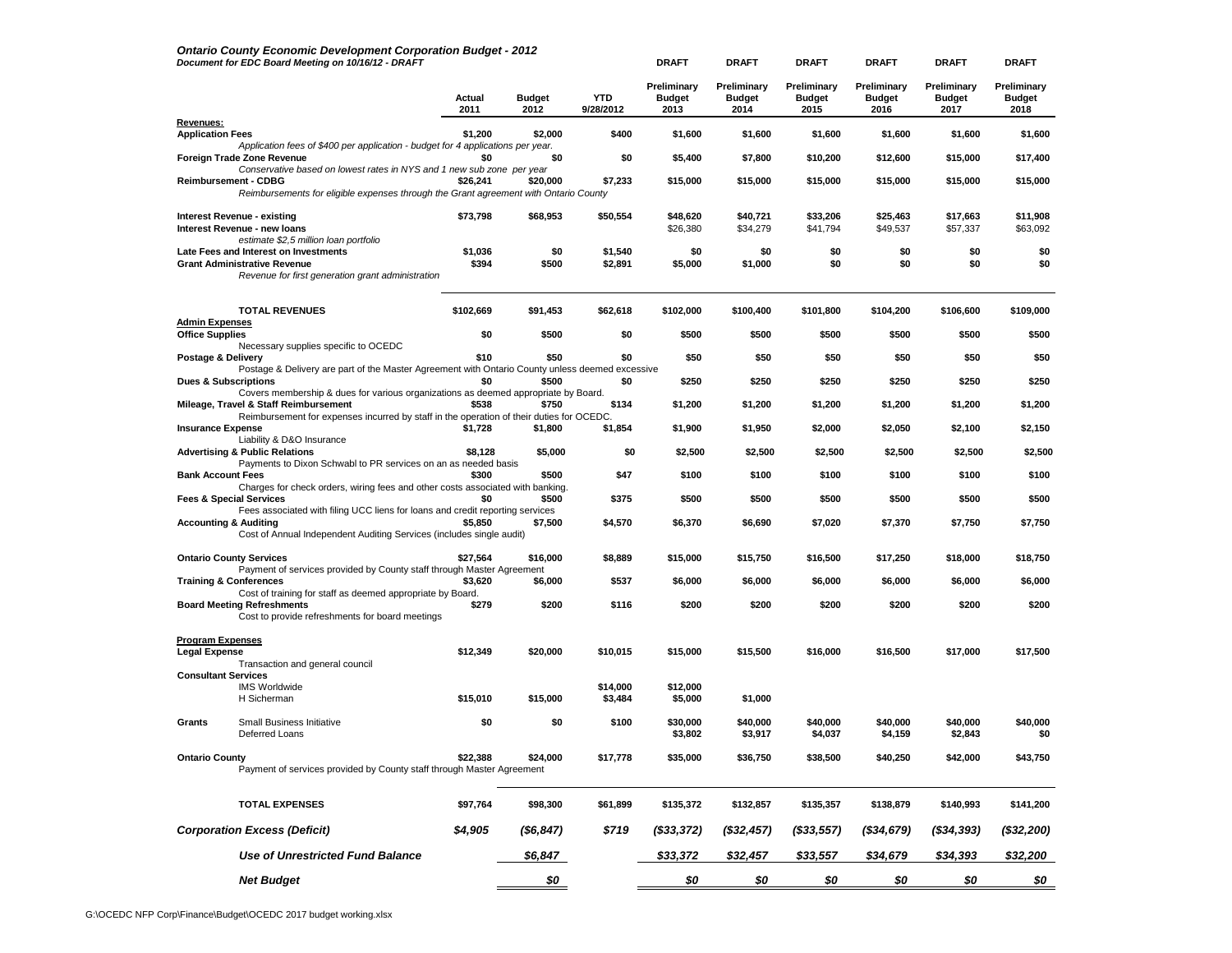***Ontario County Economic Development Corporation Budget - 2012***
***Document for EDC Board Meeting on 10/16/12 - DRAFT***

| | Actual 2011 | Budget 2012 | YTD 9/28/2012 | DRAFT Preliminary Budget 2013 | DRAFT Preliminary Budget 2014 | DRAFT Preliminary Budget 2015 | DRAFT Preliminary Budget 2016 | DRAFT Preliminary Budget 2017 | DRAFT Preliminary Budget 2018 |
|---|---|---|---|---|---|---|---|---|---|
| **Revenues:** | | | | | | | | | |
| **Application Fees** | $1,200 | $2,000 | $400 | $1,600 | $1,600 | $1,600 | $1,600 | $1,600 | $1,600 |
| *Application fees of $400 per application - budget for 4 applications per year.* | | | | | | | | | |
| **Foreign Trade Zone Revenue** | $0 | $0 | $0 | $5,400 | $7,800 | $10,200 | $12,600 | $15,000 | $17,400 |
| *Conservative based on lowest rates in NYS and 1 new sub zone per year* | | | | | | | | | |
| **Reimbursement - CDBG** | $26,241 | $20,000 | $7,233 | $15,000 | $15,000 | $15,000 | $15,000 | $15,000 | $15,000 |
| *Reimbursements for eligible expenses through the Grant agreement with Ontario County* | | | | | | | | | |
| **Interest Revenue - existing** | $73,798 | $68,953 | $50,554 | $48,620 | $40,721 | $33,206 | $25,463 | $17,663 | $11,908 |
| **Interest Revenue - new loans** | | | | $26,380 | $34,279 | $41,794 | $49,537 | $57,337 | $63,092 |
| *estimate $2,5 million loan portfolio* | | | | | | | | | |
| **Late Fees and Interest on Investments** | $1,036 | $0 | $1,540 | $0 | $0 | $0 | $0 | $0 | $0 |
| **Grant Administrative Revenue** | $394 | $500 | $2,891 | $5,000 | $1,000 | $0 | $0 | $0 | $0 |
| *Revenue for first generation grant administration* | | | | | | | | | |
| **TOTAL REVENUES** | $102,669 | $91,453 | $62,618 | $102,000 | $100,400 | $101,800 | $104,200 | $106,600 | $109,000 |
| **Admin Expenses** | | | | | | | | | |
| **Office Supplies** | $0 | $500 | $0 | $500 | $500 | $500 | $500 | $500 | $500 |
| Necessary supplies specific to OCEDC | | | | | | | | | |
| **Postage & Delivery** | $10 | $50 | $0 | $50 | $50 | $50 | $50 | $50 | $50 |
| Postage & Delivery are part of the Master Agreement with Ontario County unless deemed excessive | | | | | | | | | |
| **Dues & Subscriptions** | $0 | $500 | $0 | $250 | $250 | $250 | $250 | $250 | $250 |
| Covers membership & dues for various organizations as deemed appropriate by Board. | | | | | | | | | |
| **Mileage, Travel & Staff Reimbursement** | $538 | $750 | $134 | $1,200 | $1,200 | $1,200 | $1,200 | $1,200 | $1,200 |
| Reimbursement for expenses incurred by staff in the operation of their duties for OCEDC. | | | | | | | | | |
| **Insurance Expense** | $1,728 | $1,800 | $1,854 | $1,900 | $1,950 | $2,000 | $2,050 | $2,100 | $2,150 |
| Liability & D&O Insurance | | | | | | | | | |
| **Advertising & Public Relations** | $8,128 | $5,000 | $0 | $2,500 | $2,500 | $2,500 | $2,500 | $2,500 | $2,500 |
| Payments to Dixon Schwabl to PR services on an as needed basis | | | | | | | | | |
| **Bank Account Fees** | $300 | $500 | $47 | $100 | $100 | $100 | $100 | $100 | $100 |
| Charges for check orders, wiring fees and other costs associated with banking. | | | | | | | | | |
| **Fees & Special Services** | $0 | $500 | $375 | $500 | $500 | $500 | $500 | $500 | $500 |
| Fees associated with filing UCC liens for loans and credit reporting services | | | | | | | | | |
| **Accounting & Auditing** | $5,850 | $7,500 | $4,570 | $6,370 | $6,690 | $7,020 | $7,370 | $7,750 | $7,750 |
| Cost of Annual Independent Auditing Services (includes single audit) | | | | | | | | | |
| **Ontario County Services** | $27,564 | $16,000 | $8,889 | $15,000 | $15,750 | $16,500 | $17,250 | $18,000 | $18,750 |
| Payment of services provided by County staff through Master Agreement | | | | | | | | | |
| **Training & Conferences** | $3,620 | $6,000 | $537 | $6,000 | $6,000 | $6,000 | $6,000 | $6,000 | $6,000 |
| Cost of training for staff as deemed appropriate by Board. | | | | | | | | | |
| **Board Meeting Refreshments** | $279 | $200 | $116 | $200 | $200 | $200 | $200 | $200 | $200 |
| Cost to provide refreshments for board meetings | | | | | | | | | |
| **Program Expenses** | | | | | | | | | |
| **Legal Expense** | $12,349 | $20,000 | $10,015 | $15,000 | $15,500 | $16,000 | $16,500 | $17,000 | $17,500 |
| Transaction and general council | | | | | | | | | |
| **Consultant Services** | | | | | | | | | |
| IMS Worldwide | | | $14,000 | $12,000 | | | | | |
| H Sicherman | $15,010 | $15,000 | $3,484 | $5,000 | $1,000 | | | | |
| **Grants** Small Business Initiative | $0 | $0 | $100 | $30,000 | $40,000 | $40,000 | $40,000 | $40,000 | $40,000 |
| Deferred Loans | | | | $3,802 | $3,917 | $4,037 | $4,159 | $2,843 | $0 |
| **Ontario County** | $22,388 | $24,000 | $17,778 | $35,000 | $36,750 | $38,500 | $40,250 | $42,000 | $43,750 |
| Payment of services provided by County staff through Master Agreement | | | | | | | | | |
| **TOTAL EXPENSES** | $97,764 | $98,300 | $61,899 | $135,372 | $132,857 | $135,357 | $138,879 | $140,993 | $141,200 |
| ***Corporation Excess (Deficit)*** | *$4,905* | *($6,847)* | *$719* | *($33,372)* | *($32,457)* | *($33,557)* | *($34,679)* | *($34,393)* | *($32,200)* |
| ***Use of Unrestricted Fund Balance*** | | *$6,847* | | *$33,372* | *$32,457* | *$33,557* | *$34,679* | *$34,393* | *$32,200* |
| ***Net Budget*** | | *$0* | | *$0* | *$0* | *$0* | *$0* | *$0* | *$0* |

G:\OCEDC NFP Corp\Finance\Budget\OCEDC 2017 budget working.xlsx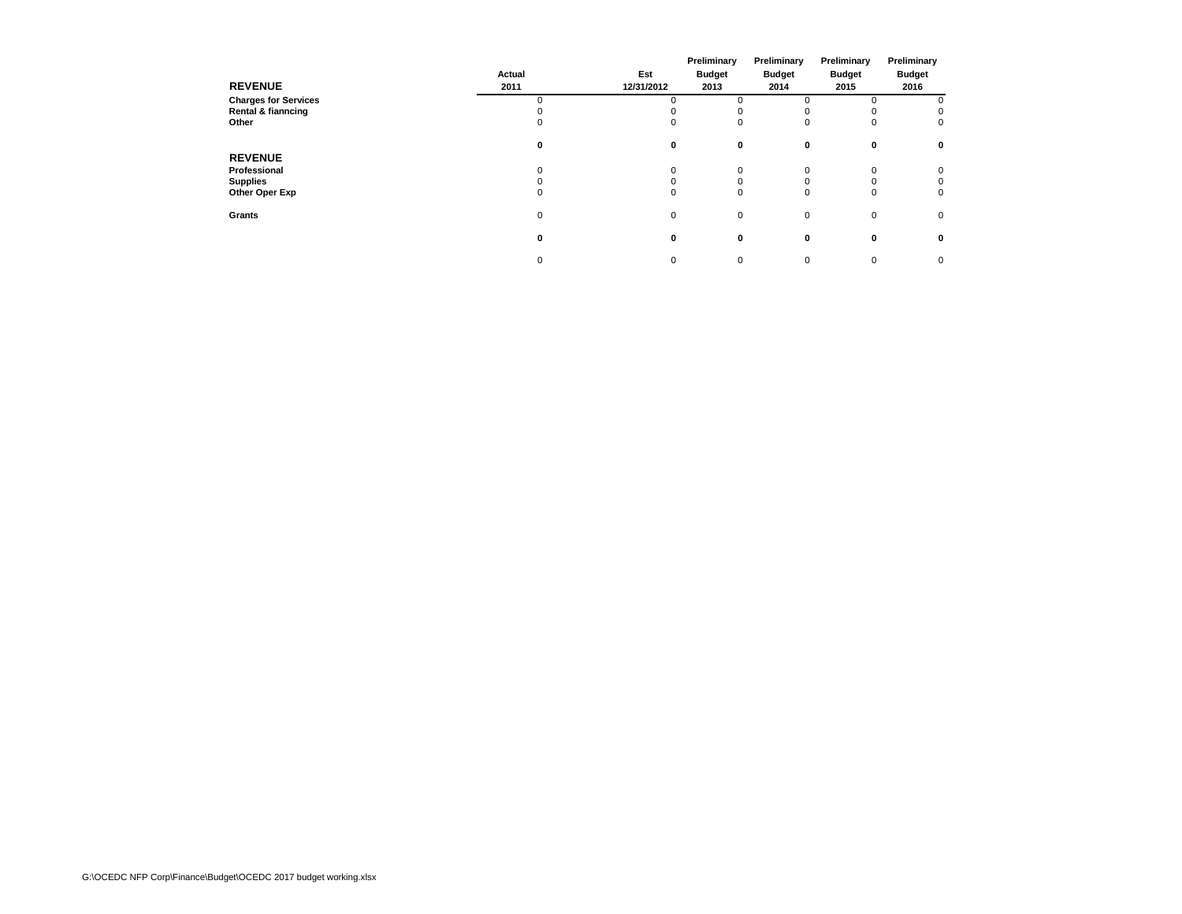| REVENUE | Actual 2011 | Est 12/31/2012 | Preliminary Budget 2013 | Preliminary Budget 2014 | Preliminary Budget 2015 | Preliminary Budget 2016 |
|---|---|---|---|---|---|---|
| **Charges for Services** | 0 | 0 | 0 | 0 | 0 | 0 |
| **Rental & fianncing** | 0 | 0 | 0 | 0 | 0 | 0 |
| **Other** | 0 | 0 | 0 | 0 | 0 | 0 |
| | **0** | **0** | **0** | **0** | **0** | **0** |
| **REVENUE** | | | | | | |
| **Professional** | 0 | 0 | 0 | 0 | 0 | 0 |
| **Supplies** | 0 | 0 | 0 | 0 | 0 | 0 |
| **Other Oper Exp** | 0 | 0 | 0 | 0 | 0 | 0 |
| **Grants** | 0 | 0 | 0 | 0 | 0 | 0 |
| | **0** | **0** | **0** | **0** | **0** | **0** |
| | 0 | 0 | 0 | 0 | 0 | 0 |

G:\OCEDC NFP Corp\Finance\Budget\OCEDC 2017 budget working.xlsx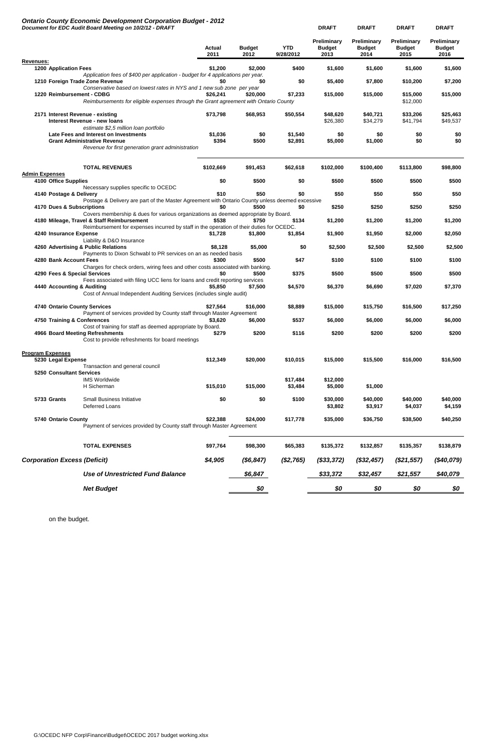***Ontario County Economic Development Corporation Budget - 2012***
***Document for EDC Audit Board Meeting on 10/2/12 - DRAFT***

| | Actual 2011 | Budget 2012 | YTD 9/28/2012 | DRAFT Preliminary Budget 2013 | DRAFT Preliminary Budget 2014 | DRAFT Preliminary Budget 2015 | DRAFT Preliminary Budget 2016 |
|---|---|---|---|---|---|---|---|
| **Revenues:** | | | | | | | |
| **1200 Application Fees** | **$1,200** | **$2,000** | **$400** | **$1,600** | **$1,600** | **$1,600** | **$1,600** |
| *Application fees of $400 per application - budget for 4 applications per year.* | | | | | | | |
| **1210 Foreign Trade Zone Revenue** | **$0** | **$0** | **$0** | **$5,400** | **$7,800** | **$10,200** | **$7,200** |
| *Conservative based on lowest rates in NYS and 1 new sub zone per year* | | | | | | | |
| **1220 Reimbursement - CDBG** | **$26,241** | **$20,000** | **$7,233** | **$15,000** | **$15,000** | **$15,000** | **$15,000** |
| *Reimbursements for eligible expenses through the Grant agreement with Ontario County* | | | | | | $12,000 | |
| **2171 Interest Revenue - existing** | **$73,798** | **$68,953** | **$50,554** | **$48,620** | **$40,721** | **$33,206** | **$25,463** |
| **Interest Revenue - new loans** | | | | $26,380 | $34,279 | $41,794 | $49,537 |
| *estimate $2,5 million loan portfolio* | | | | | | | |
| **Late Fees and Interest on Investments** | **$1,036** | **$0** | **$1,540** | **$0** | **$0** | **$0** | **$0** |
| **Grant Administrative Revenue** | **$394** | **$500** | **$2,891** | **$5,000** | **$1,000** | **$0** | **$0** |
| *Revenue for first generation grant administration* | | | | | | | |
| **TOTAL REVENUES** | **$102,669** | **$91,453** | **$62,618** | **$102,000** | **$100,400** | **$113,800** | **$98,800** |
| **Admin Expenses** | | | | | | | |
| **4100 Office Supplies** | **$0** | **$500** | **$0** | **$500** | **$500** | **$500** | **$500** |
| Necessary supplies specific to OCEDC | | | | | | | |
| **4140 Postage & Delivery** | **$10** | **$50** | **$0** | **$50** | **$50** | **$50** | **$50** |
| Postage & Delivery are part of the Master Agreement with Ontario County unless deemed excessive | | | | | | | |
| **4170 Dues & Subscriptions** | **$0** | **$500** | **$0** | **$250** | **$250** | **$250** | **$250** |
| Covers membership & dues for various organizations as deemed appropriate by Board. | | | | | | | |
| **4180 Mileage, Travel & Staff Reimbursement** | **$538** | **$750** | **$134** | **$1,200** | **$1,200** | **$1,200** | **$1,200** |
| Reimbursement for expenses incurred by staff in the operation of their duties for OCEDC. | | | | | | | |
| **4240 Insurance Expense** | **$1,728** | **$1,800** | **$1,854** | **$1,900** | **$1,950** | **$2,000** | **$2,050** |
| Liability & D&O Insurance | | | | | | | |
| **4260 Advertising & Public Relations** | **$8,128** | **$5,000** | **$0** | **$2,500** | **$2,500** | **$2,500** | **$2,500** |
| Payments to Dixon Schwabl to PR services on an as needed basis | | | | | | | |
| **4280 Bank Account Fees** | **$300** | **$500** | **$47** | **$100** | **$100** | **$100** | **$100** |
| Charges for check orders, wiring fees and other costs associated with banking. | | | | | | | |
| **4290 Fees & Special Services** | **$0** | **$500** | **$375** | **$500** | **$500** | **$500** | **$500** |
| Fees associated with filing UCC liens for loans and credit reporting services | | | | | | | |
| **4440 Accounting & Auditing** | **$5,850** | **$7,500** | **$4,570** | **$6,370** | **$6,690** | **$7,020** | **$7,370** |
| Cost of Annual Independent Auditing Services (includes single audit) | | | | | | | |
| **4740 Ontario County Services** | **$27,564** | **$16,000** | **$8,889** | **$15,000** | **$15,750** | **$16,500** | **$17,250** |
| Payment of services provided by County staff through Master Agreement | | | | | | | |
| **4750 Training & Conferences** | **$3,620** | **$6,000** | **$537** | **$6,000** | **$6,000** | **$6,000** | **$6,000** |
| Cost of training for staff as deemed appropriate by Board. | | | | | | | |
| **4966 Board Meeting Refreshments** | **$279** | **$200** | **$116** | **$200** | **$200** | **$200** | **$200** |
| Cost to provide refreshments for board meetings | | | | | | | |
| **Program Expenses** | | | | | | | |
| **5230 Legal Expense** | **$12,349** | **$20,000** | **$10,015** | **$15,000** | **$15,500** | **$16,000** | **$16,500** |
| Transaction and general council | | | | | | | |
| **5250 Consultant Services** | | | | | | | |
| IMS Worldwide | | | **$17,484** | **$12,000** | | | |
| H Sicherman | **$15,010** | **$15,000** | **$3,484** | **$5,000** | **$1,000** | | |
| **5733 Grants** Small Business Initiative | **$0** | **$0** | **$100** | **$30,000** | **$40,000** | **$40,000** | **$40,000** |
| Deferred Loans | | | | **$3,802** | **$3,917** | **$4,037** | **$4,159** |
| **5740 Ontario County** | **$22,388** | **$24,000** | **$17,778** | **$35,000** | **$36,750** | **$38,500** | **$40,250** |
| Payment of services provided by County staff through Master Agreement | | | | | | | |
| **TOTAL EXPENSES** | **$97,764** | **$98,300** | **$65,383** | **$135,372** | **$132,857** | **$135,357** | **$138,879** |
| ***Corporation Excess (Deficit)*** | ***$4,905*** | ***($6,847)*** | ***($2,765)*** | ***($33,372)*** | ***($32,457)*** | ***($21,557)*** | ***($40,079)*** |
| ***Use of Unrestricted Fund Balance*** | | ***$6,847*** | | ***$33,372*** | ***$32,457*** | ***$21,557*** | ***$40,079*** |
| ***Net Budget*** | | ***$0*** | | ***$0*** | ***$0*** | ***$0*** | ***$0*** |

on the budget.

G:\OCEDC NFP Corp\Finance\Budget\OCEDC 2017 budget working.xlsx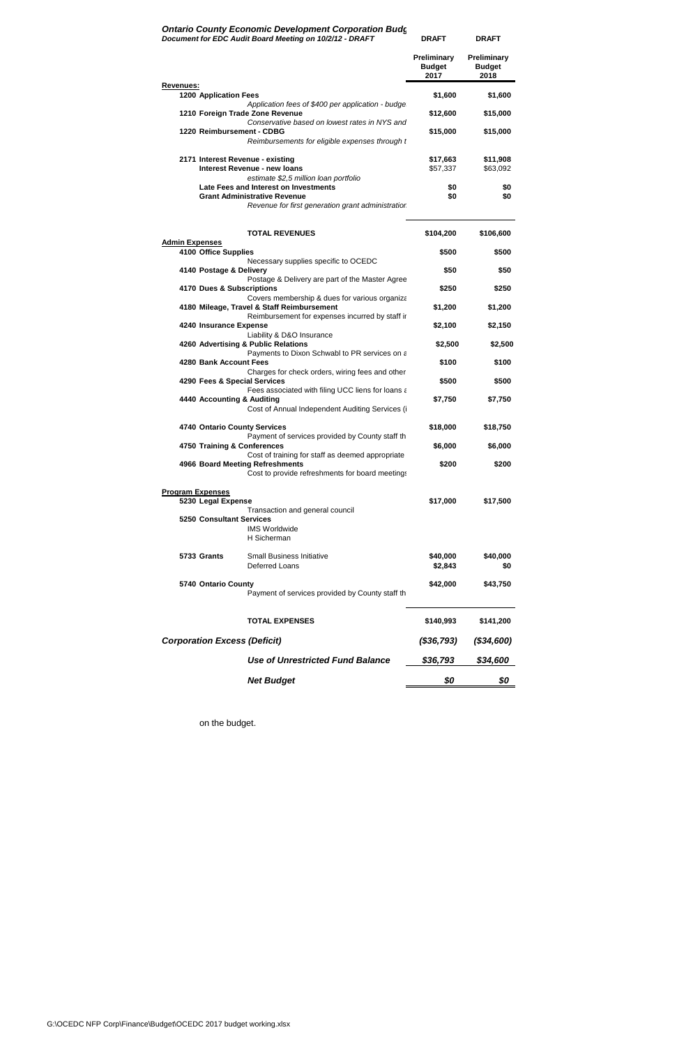***Ontario County Economic Development Corporation Budg***
***Document for EDC Audit Board Meeting on 10/2/12 - DRAFT***

| | DRAFT | DRAFT |
|---|---|---|
| | **Preliminary Budget 2017** | **Preliminary Budget 2018** |
| **Revenues:** | | |
| **1200 Application Fees** | **$1,600** | **$1,600** |
| *Application fees of $400 per application - budge* | | |
| **1210 Foreign Trade Zone Revenue** | **$12,600** | **$15,000** |
| *Conservative based on lowest rates in NYS and* | | |
| **1220 Reimbursement - CDBG** | **$15,000** | **$15,000** |
| *Reimbursements for eligible expenses through t* | | |
| **2171 Interest Revenue - existing** | **$17,663** | **$11,908** |
| **Interest Revenue - new loans** | $57,337 | $63,092 |
| *estimate $2,5 million loan portfolio* | | |
| **Late Fees and Interest on Investments** | **$0** | **$0** |
| **Grant Administrative Revenue** | **$0** | **$0** |
| *Revenue for first generation grant administration* | | |
| **TOTAL REVENUES** | **$104,200** | **$106,600** |
| **Admin Expenses** | | |
| **4100 Office Supplies** | **$500** | **$500** |
| Necessary supplies specific to OCEDC | | |
| **4140 Postage & Delivery** | **$50** | **$50** |
| Postage & Delivery are part of the Master Agree | | |
| **4170 Dues & Subscriptions** | **$250** | **$250** |
| Covers membership & dues for various organiza | | |
| **4180 Mileage, Travel & Staff Reimbursement** | **$1,200** | **$1,200** |
| Reimbursement for expenses incurred by staff ir | | |
| **4240 Insurance Expense** | **$2,100** | **$2,150** |
| Liability & D&O Insurance | | |
| **4260 Advertising & Public Relations** | **$2,500** | **$2,500** |
| Payments to Dixon Schwabl to PR services on a | | |
| **4280 Bank Account Fees** | **$100** | **$100** |
| Charges for check orders, wiring fees and other | | |
| **4290 Fees & Special Services** | **$500** | **$500** |
| Fees associated with filing UCC liens for loans a | | |
| **4440 Accounting & Auditing** | **$7,750** | **$7,750** |
| Cost of Annual Independent Auditing Services (i | | |
| **4740 Ontario County Services** | **$18,000** | **$18,750** |
| Payment of services provided by County staff th | | |
| **4750 Training & Conferences** | **$6,000** | **$6,000** |
| Cost of training for staff as deemed appropriate | | |
| **4966 Board Meeting Refreshments** | **$200** | **$200** |
| Cost to provide refreshments for board meetings | | |
| **Program Expenses** | | |
| **5230 Legal Expense** | **$17,000** | **$17,500** |
| Transaction and general council | | |
| **5250 Consultant Services** | | |
| IMS Worldwide | | |
| H Sicherman | | |
| **5733 Grants** — Small Business Initiative | **$40,000** | **$40,000** |
| Deferred Loans | **$2,843** | **$0** |
| **5740 Ontario County** | **$42,000** | **$43,750** |
| Payment of services provided by County staff th | | |
| **TOTAL EXPENSES** | **$140,993** | **$141,200** |
| ***Corporation Excess (Deficit)*** | ***($36,793)*** | ***($34,600)*** |
| ***Use of Unrestricted Fund Balance*** | ***$36,793*** | ***$34,600*** |
| ***Net Budget*** | ***$0*** | ***$0*** |

on the budget.

G:\OCEDC NFP Corp\Finance\Budget\OCEDC 2017 budget working.xlsx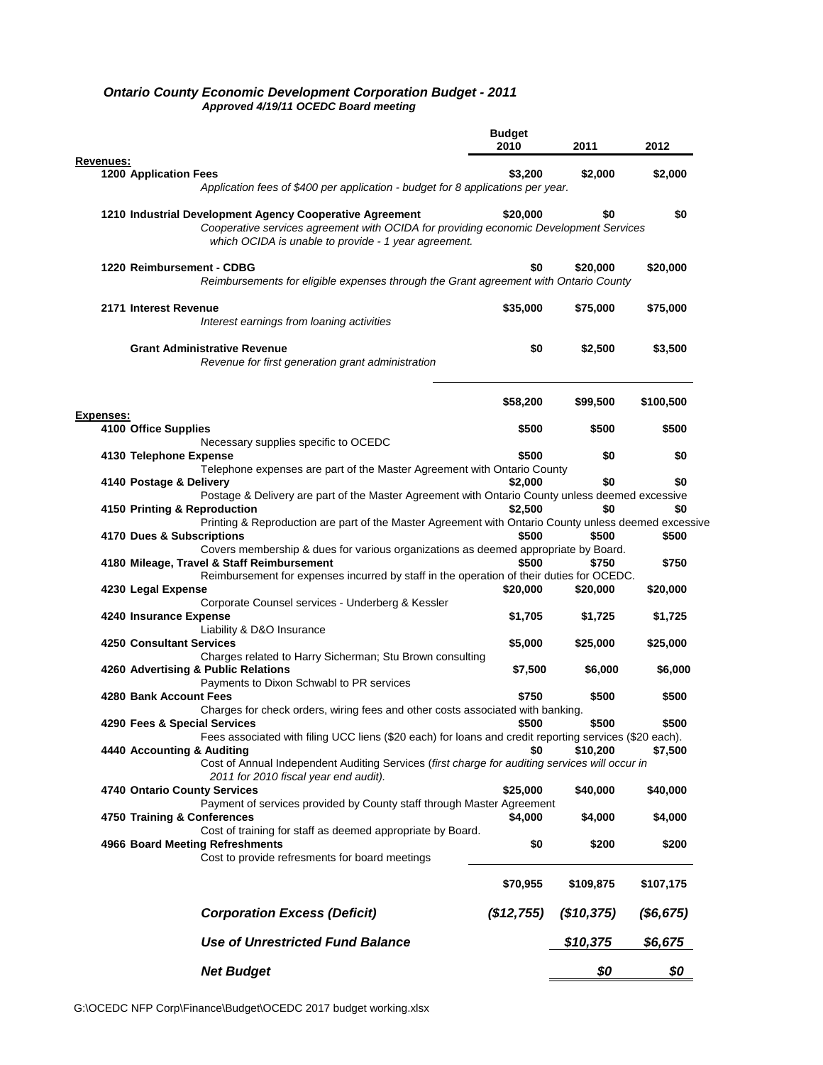## *Ontario County Economic Development Corporation Budget - 2011*

***Approved 4/19/11 OCEDC Board meeting***

| | Budget 2010 | 2011 | 2012 |
|---|---|---|---|
| **Revenues:** | | | |
| **1200 Application Fees** | **$3,200** | **$2,000** | **$2,000** |
| *Application fees of $400 per application - budget for 8 applications per year.* | | | |
| **1210 Industrial Development Agency Cooperative Agreement** | **$20,000** | **$0** | **$0** |
| *Cooperative services agreement with OCIDA for providing economic Development Services which OCIDA is unable to provide - 1 year agreement.* | | | |
| **1220 Reimbursement - CDBG** | **$0** | **$20,000** | **$20,000** |
| *Reimbursements for eligible expenses through the Grant agreement with Ontario County* | | | |
| **2171 Interest Revenue** | **$35,000** | **$75,000** | **$75,000** |
| *Interest earnings from loaning activities* | | | |
| **Grant Administrative Revenue** | **$0** | **$2,500** | **$3,500** |
| *Revenue for first generation grant administration* | | | |
| | **$58,200** | **$99,500** | **$100,500** |
| **Expenses:** | | | |
| **4100 Office Supplies** | **$500** | **$500** | **$500** |
| Necessary supplies specific to OCEDC | | | |
| **4130 Telephone Expense** | **$500** | **$0** | **$0** |
| Telephone expenses are part of the Master Agreement with Ontario County | | | |
| **4140 Postage & Delivery** | **$2,000** | **$0** | **$0** |
| Postage & Delivery are part of the Master Agreement with Ontario County unless deemed excessive | | | |
| **4150 Printing & Reproduction** | **$2,500** | **$0** | **$0** |
| Printing & Reproduction are part of the Master Agreement with Ontario County unless deemed excessive | | | |
| **4170 Dues & Subscriptions** | **$500** | **$500** | **$500** |
| Covers membership & dues for various organizations as deemed appropriate by Board. | | | |
| **4180 Mileage, Travel & Staff Reimbursement** | **$500** | **$750** | **$750** |
| Reimbursement for expenses incurred by staff in the operation of their duties for OCEDC. | | | |
| **4230 Legal Expense** | **$20,000** | **$20,000** | **$20,000** |
| Corporate Counsel services - Underberg & Kessler | | | |
| **4240 Insurance Expense** | **$1,705** | **$1,725** | **$1,725** |
| Liability & D&O Insurance | | | |
| **4250 Consultant Services** | **$5,000** | **$25,000** | **$25,000** |
| Charges related to Harry Sicherman; Stu Brown consulting | | | |
| **4260 Advertising & Public Relations** | **$7,500** | **$6,000** | **$6,000** |
| Payments to Dixon Schwabl to PR services | | | |
| **4280 Bank Account Fees** | **$750** | **$500** | **$500** |
| Charges for check orders, wiring fees and other costs associated with banking. | | | |
| **4290 Fees & Special Services** | **$500** | **$500** | **$500** |
| Fees associated with filing UCC liens ($20 each) for loans and credit reporting services ($20 each). | | | |
| **4440 Accounting & Auditing** | **$0** | **$10,200** | **$7,500** |
| Cost of Annual Independent Auditing Services (*first charge for auditing services will occur in 2011 for 2010 fiscal year end audit).* | | | |
| **4740 Ontario County Services** | **$25,000** | **$40,000** | **$40,000** |
| Payment of services provided by County staff through Master Agreement | | | |
| **4750 Training & Conferences** | **$4,000** | **$4,000** | **$4,000** |
| Cost of training for staff as deemed appropriate by Board. | | | |
| **4966 Board Meeting Refreshments** | **$0** | **$200** | **$200** |
| Cost to provide refresments for board meetings | | | |
| | **$70,955** | **$109,875** | **$107,175** |
| ***Corporation Excess (Deficit)*** | ***($12,755)*** | ***($10,375)*** | ***($6,675)*** |
| ***Use of Unrestricted Fund Balance*** | | ***$10,375*** | ***$6,675*** |
| ***Net Budget*** | | ***$0*** | ***$0*** |

G:\OCEDC NFP Corp\Finance\Budget\OCEDC 2017 budget working.xlsx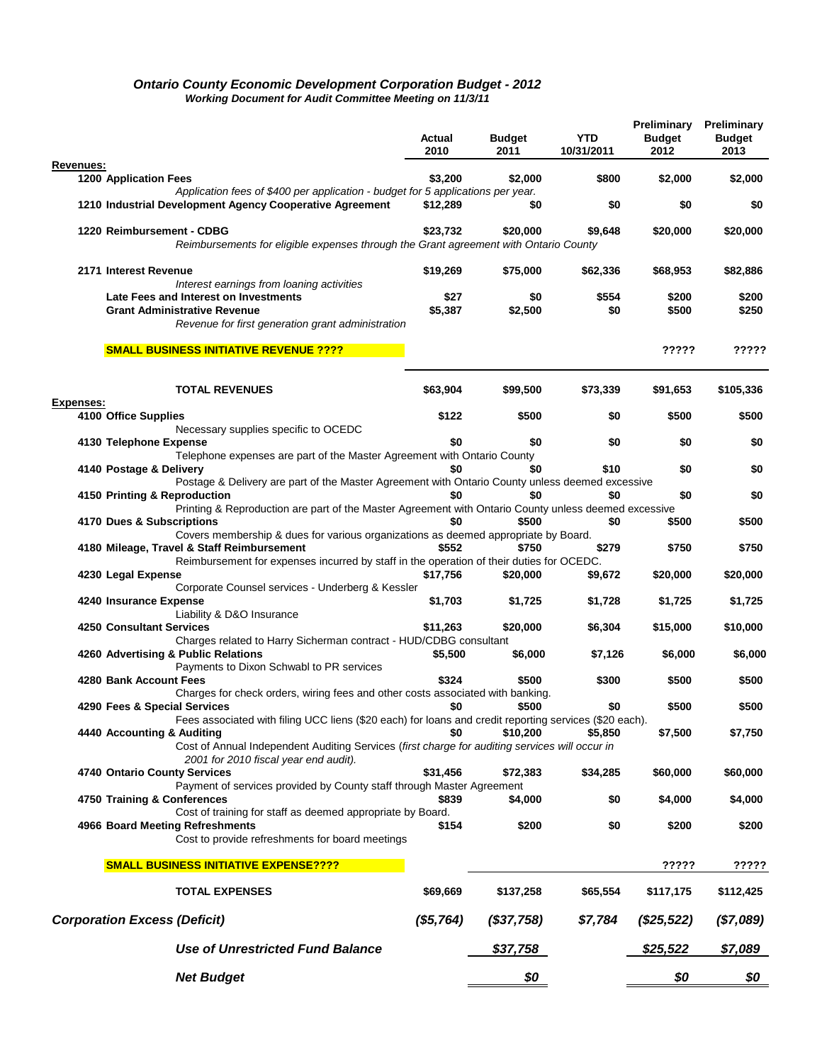# *Ontario County Economic Development Corporation Budget - 2012*

***Working Document for Audit Committee Meeting on 11/3/11***

| | Actual 2010 | Budget 2011 | YTD 10/31/2011 | Preliminary Budget 2012 | Preliminary Budget 2013 |
|---|---|---|---|---|---|
| **Revenues:** | | | | | |
| **1200 Application Fees** | $3,200 | $2,000 | $800 | $2,000 | $2,000 |
| *Application fees of $400 per application - budget for 5 applications per year.* | | | | | |
| **1210 Industrial Development Agency Cooperative Agreement** | $12,289 | $0 | $0 | $0 | $0 |
| **1220 Reimbursement - CDBG** | $23,732 | $20,000 | $9,648 | $20,000 | $20,000 |
| *Reimbursements for eligible expenses through the Grant agreement with Ontario County* | | | | | |
| **2171 Interest Revenue** | $19,269 | $75,000 | $62,336 | $68,953 | $82,886 |
| *Interest earnings from loaning activities* | | | | | |
| **Late Fees and Interest on Investments** | $27 | $0 | $554 | $200 | $200 |
| **Grant Administrative Revenue** | $5,387 | $2,500 | $0 | $500 | $250 |
| *Revenue for first generation grant administration* | | | | | |
| **SMALL BUSINESS INITIATIVE REVENUE ????** | | | | ????? | ????? |
| **TOTAL REVENUES** | $63,904 | $99,500 | $73,339 | $91,653 | $105,336 |
| **Expenses:** | | | | | |
| **4100 Office Supplies** | $122 | $500 | $0 | $500 | $500 |
| Necessary supplies specific to OCEDC | | | | | |
| **4130 Telephone Expense** | $0 | $0 | $0 | $0 | $0 |
| Telephone expenses are part of the Master Agreement with Ontario County | | | | | |
| **4140 Postage & Delivery** | $0 | $0 | $10 | $0 | $0 |
| Postage & Delivery are part of the Master Agreement with Ontario County unless deemed excessive | | | | | |
| **4150 Printing & Reproduction** | $0 | $0 | $0 | $0 | $0 |
| Printing & Reproduction are part of the Master Agreement with Ontario County unless deemed excessive | | | | | |
| **4170 Dues & Subscriptions** | $0 | $500 | $0 | $500 | $500 |
| Covers membership & dues for various organizations as deemed appropriate by Board. | | | | | |
| **4180 Mileage, Travel & Staff Reimbursement** | $552 | $750 | $279 | $750 | $750 |
| Reimbursement for expenses incurred by staff in the operation of their duties for OCEDC. | | | | | |
| **4230 Legal Expense** | $17,756 | $20,000 | $9,672 | $20,000 | $20,000 |
| Corporate Counsel services - Underberg & Kessler | | | | | |
| **4240 Insurance Expense** | $1,703 | $1,725 | $1,728 | $1,725 | $1,725 |
| Liability & D&O Insurance | | | | | |
| **4250 Consultant Services** | $11,263 | $20,000 | $6,304 | $15,000 | $10,000 |
| Charges related to Harry Sicherman contract - HUD/CDBG consultant | | | | | |
| **4260 Advertising & Public Relations** | $5,500 | $6,000 | $7,126 | $6,000 | $6,000 |
| Payments to Dixon Schwabl to PR services | | | | | |
| **4280 Bank Account Fees** | $324 | $500 | $300 | $500 | $500 |
| Charges for check orders, wiring fees and other costs associated with banking. | | | | | |
| **4290 Fees & Special Services** | $0 | $500 | $0 | $500 | $500 |
| Fees associated with filing UCC liens ($20 each) for loans and credit reporting services ($20 each). | | | | | |
| **4440 Accounting & Auditing** | $0 | $10,200 | $5,850 | $7,500 | $7,750 |
| Cost of Annual Independent Auditing Services (*first charge for auditing services will occur in 2001 for 2010 fiscal year end audit).* | | | | | |
| **4740 Ontario County Services** | $31,456 | $72,383 | $34,285 | $60,000 | $60,000 |
| Payment of services provided by County staff through Master Agreement | | | | | |
| **4750 Training & Conferences** | $839 | $4,000 | $0 | $4,000 | $4,000 |
| Cost of training for staff as deemed appropriate by Board. | | | | | |
| **4966 Board Meeting Refreshments** | $154 | $200 | $0 | $200 | $200 |
| Cost to provide refreshments for board meetings | | | | | |
| **SMALL BUSINESS INITIATIVE EXPENSE????** | | | | ????? | ????? |
| **TOTAL EXPENSES** | $69,669 | $137,258 | $65,554 | $117,175 | $112,425 |
| ***Corporation Excess (Deficit)*** | ***($5,764)*** | ***($37,758)*** | ***$7,784*** | ***($25,522)*** | ***($7,089)*** |
| ***Use of Unrestricted Fund Balance*** | | ***$37,758*** | | ***$25,522*** | ***$7,089*** |
| ***Net Budget*** | | ***$0*** | | ***$0*** | ***$0*** |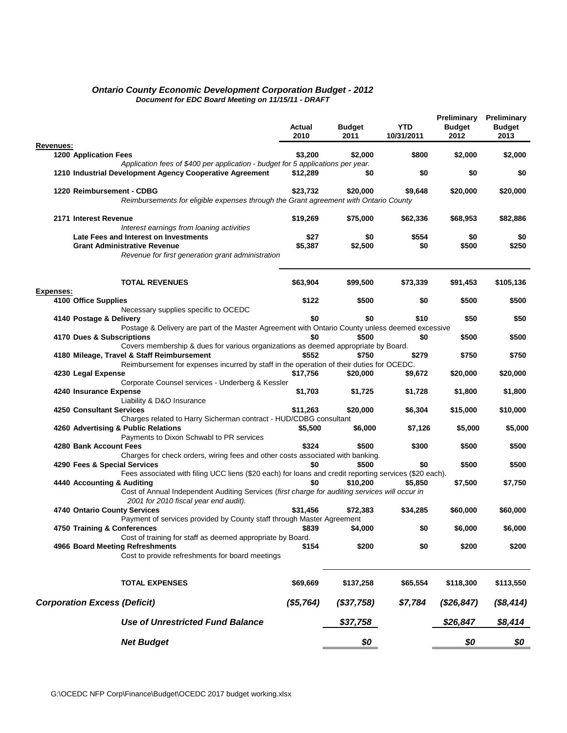*Ontario County Economic Development Corporation Budget - 2012*
***Document for EDC Board Meeting on 11/15/11 - DRAFT***

| | Actual 2010 | Budget 2011 | YTD 10/31/2011 | Preliminary Budget 2012 | Preliminary Budget 2013 |
|---|---|---|---|---|---|
| **Revenues:** | | | | | |
| **1200 Application Fees** | $3,200 | $2,000 | $800 | $2,000 | $2,000 |
| *Application fees of $400 per application - budget for 5 applications per year.* | | | | | |
| **1210 Industrial Development Agency Cooperative Agreement** | $12,289 | $0 | $0 | $0 | $0 |
| **1220 Reimbursement - CDBG** | $23,732 | $20,000 | $9,648 | $20,000 | $20,000 |
| *Reimbursements for eligible expenses through the Grant agreement with Ontario County* | | | | | |
| **2171 Interest Revenue** | $19,269 | $75,000 | $62,336 | $68,953 | $82,886 |
| *Interest earnings from loaning activities* | | | | | |
| **Late Fees and Interest on Investments** | $27 | $0 | $554 | $0 | $0 |
| **Grant Administrative Revenue** | $5,387 | $2,500 | $0 | $500 | $250 |
| *Revenue for first generation grant administration* | | | | | |
| **TOTAL REVENUES** | $63,904 | $99,500 | $73,339 | $91,453 | $105,136 |
| **Expenses:** | | | | | |
| **4100 Office Supplies** | $122 | $500 | $0 | $500 | $500 |
| Necessary supplies specific to OCEDC | | | | | |
| **4140 Postage & Delivery** | $0 | $0 | $10 | $50 | $50 |
| Postage & Delivery are part of the Master Agreement with Ontario County unless deemed excessive | | | | | |
| **4170 Dues & Subscriptions** | $0 | $500 | $0 | $500 | $500 |
| Covers membership & dues for various organizations as deemed appropriate by Board. | | | | | |
| **4180 Mileage, Travel & Staff Reimbursement** | $552 | $750 | $279 | $750 | $750 |
| Reimbursement for expenses incurred by staff in the operation of their duties for OCEDC. | | | | | |
| **4230 Legal Expense** | $17,756 | $20,000 | $9,672 | $20,000 | $20,000 |
| Corporate Counsel services - Underberg & Kessler | | | | | |
| **4240 Insurance Expense** | $1,703 | $1,725 | $1,728 | $1,800 | $1,800 |
| Liability & D&O Insurance | | | | | |
| **4250 Consultant Services** | $11,263 | $20,000 | $6,304 | $15,000 | $10,000 |
| Charges related to Harry Sicherman contract - HUD/CDBG consultant | | | | | |
| **4260 Advertising & Public Relations** | $5,500 | $6,000 | $7,126 | $5,000 | $5,000 |
| Payments to Dixon Schwabl to PR services | | | | | |
| **4280 Bank Account Fees** | $324 | $500 | $300 | $500 | $500 |
| Charges for check orders, wiring fees and other costs associated with banking. | | | | | |
| **4290 Fees & Special Services** | $0 | $500 | $0 | $500 | $500 |
| Fees associated with filing UCC liens ($20 each) for loans and credit reporting services ($20 each). | | | | | |
| **4440 Accounting & Auditing** | $0 | $10,200 | $5,850 | $7,500 | $7,750 |
| Cost of Annual Independent Auditing Services (*first charge for auditing services will occur in 2001 for 2010 fiscal year end audit).* | | | | | |
| **4740 Ontario County Services** | $31,456 | $72,383 | $34,285 | $60,000 | $60,000 |
| Payment of services provided by County staff through Master Agreement | | | | | |
| **4750 Training & Conferences** | $839 | $4,000 | $0 | $6,000 | $6,000 |
| Cost of training for staff as deemed appropriate by Board. | | | | | |
| **4966 Board Meeting Refreshments** | $154 | $200 | $0 | $200 | $200 |
| Cost to provide refreshments for board meetings | | | | | |
| **TOTAL EXPENSES** | $69,669 | $137,258 | $65,554 | $118,300 | $113,550 |
| ***Corporation Excess (Deficit)*** | ***($5,764)*** | ***($37,758)*** | ***$7,784*** | ***($26,847)*** | ***($8,414)*** |
| ***Use of Unrestricted Fund Balance*** | | ***$37,758*** | | ***$26,847*** | ***$8,414*** |
| ***Net Budget*** | | ***$0*** | | ***$0*** | ***$0*** |

G:\OCEDC NFP Corp\Finance\Budget\OCEDC 2017 budget working.xlsx